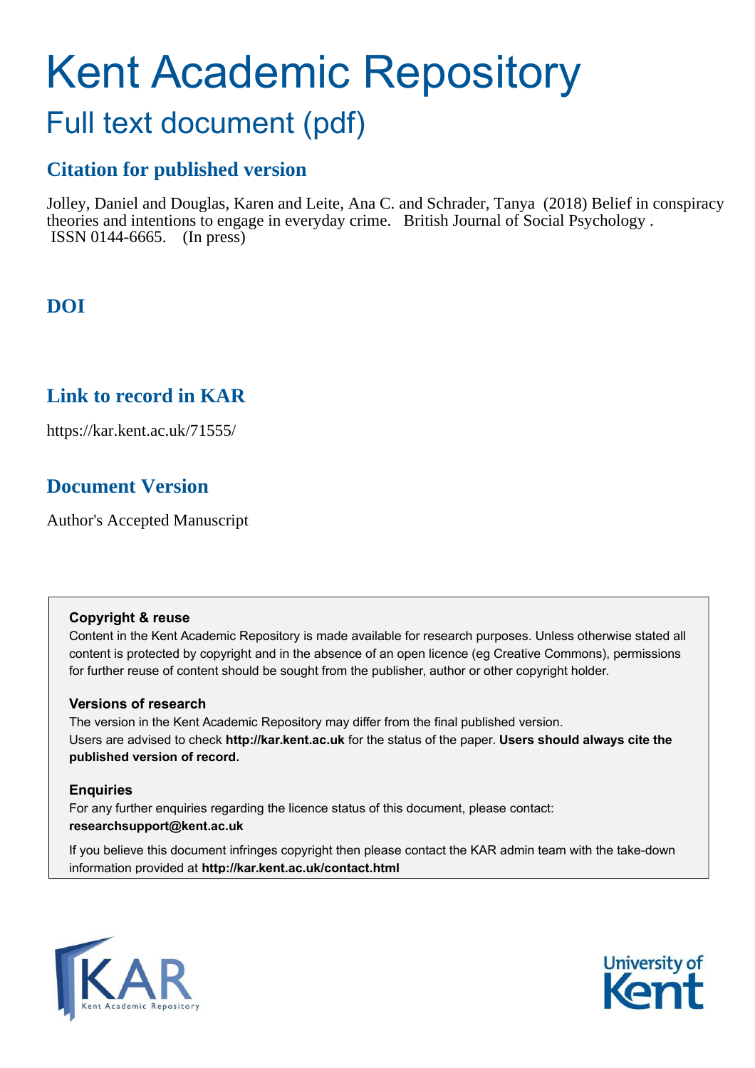# Kent Academic Repository

## Full text document (pdf)

### Citation for published version

Jolley, Daniel and Douglas, Karen and Leite, Ana C. and Schrader, Tanya (2018) Belief in conspiracy theories and intentions to engage in everyday crime. British Journal of Social Psychology . ISSN 0144-6665. (In press)

### DOI

### Link to record in KAR

https://kar.kent.ac.uk/71555/

### Document Version

Author's Accepted Manuscript

**Copyright & reuse**

Content in the Kent Academic Repository is made available for research purposes. Unless otherwise stated all content is protected by copyright and in the absence of an open licence (eg Creative Commons), permissions for further reuse of content should be sought from the publisher, author or other copyright holder.

**Versions of research**

The version in the Kent Academic Repository may differ from the final published version. Users are advised to check **http://kar.kent.ac.uk** for the status of the paper. **Users should always cite the published version of record.**

**Enquiries**

For any further enquiries regarding the licence status of this document, please contact: **researchsupport@kent.ac.uk**

If you believe this document infringes copyright then please contact the KAR admin team with the take-down information provided at **http://kar.kent.ac.uk/contact.html**

KAR Kent Academic Repository

University of Kent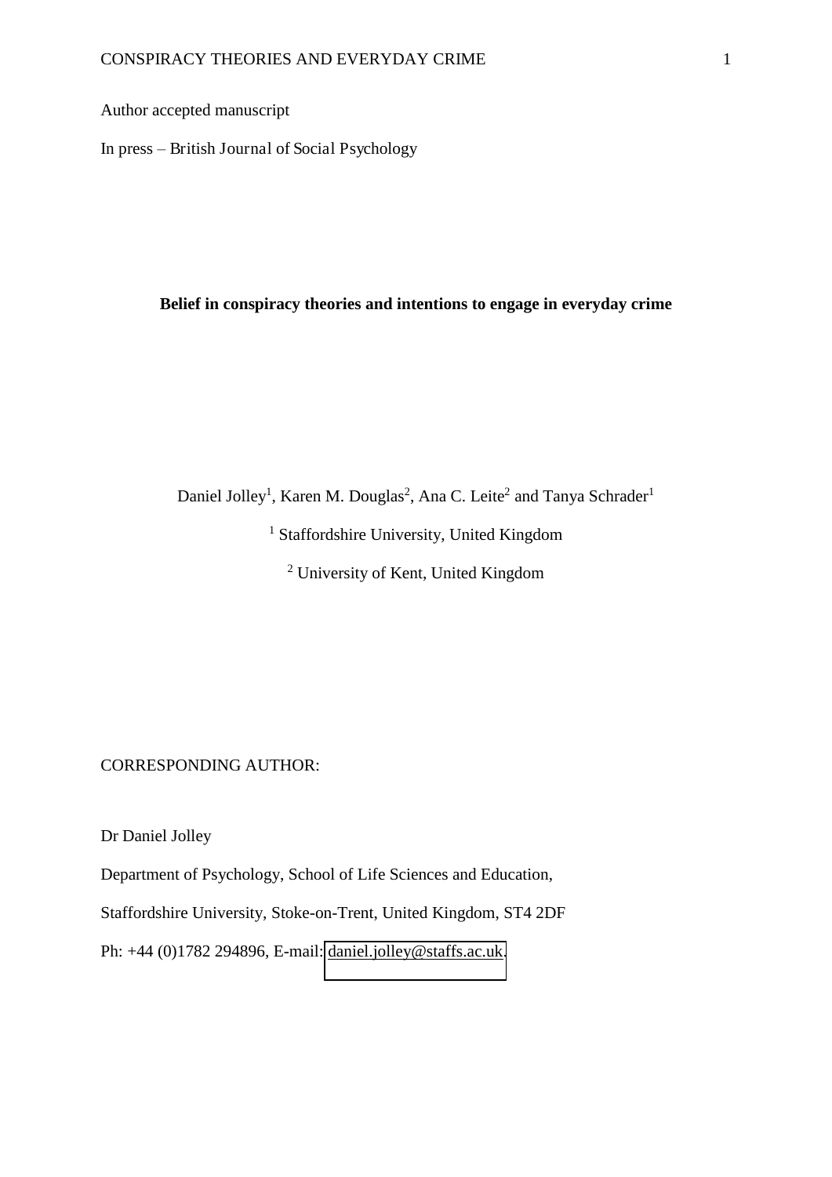Author accepted manuscript

In press – British Journal of Social Psychology

**Belief in conspiracy theories and intentions to engage in everyday crime**

Daniel Jolley[1], Karen M. Douglas[2], Ana C. Leite[2] and Tanya Schrader[1]

[1] Staffordshire University, United Kingdom

[2] University of Kent, United Kingdom

CORRESPONDING AUTHOR:

Dr Daniel Jolley

Department of Psychology, School of Life Sciences and Education,

Staffordshire University, Stoke-on-Trent, United Kingdom, ST4 2DF

Ph: +44 (0)1782 294896, E-mail: daniel.jolley@staffs.ac.uk.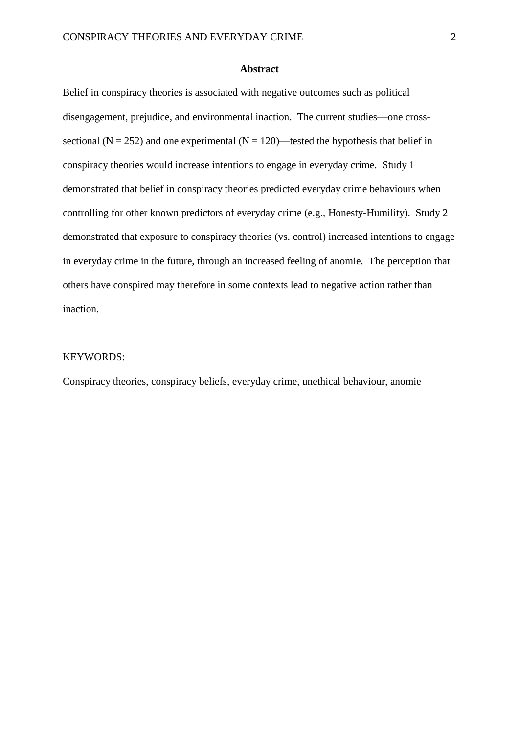## Abstract

Belief in conspiracy theories is associated with negative outcomes such as political disengagement, prejudice, and environmental inaction. The current studies—one cross-sectional (N = 252) and one experimental (N = 120)—tested the hypothesis that belief in conspiracy theories would increase intentions to engage in everyday crime. Study 1 demonstrated that belief in conspiracy theories predicted everyday crime behaviours when controlling for other known predictors of everyday crime (e.g., Honesty-Humility). Study 2 demonstrated that exposure to conspiracy theories (vs. control) increased intentions to engage in everyday crime in the future, through an increased feeling of anomie. The perception that others have conspired may therefore in some contexts lead to negative action rather than inaction.

KEYWORDS:

Conspiracy theories, conspiracy beliefs, everyday crime, unethical behaviour, anomie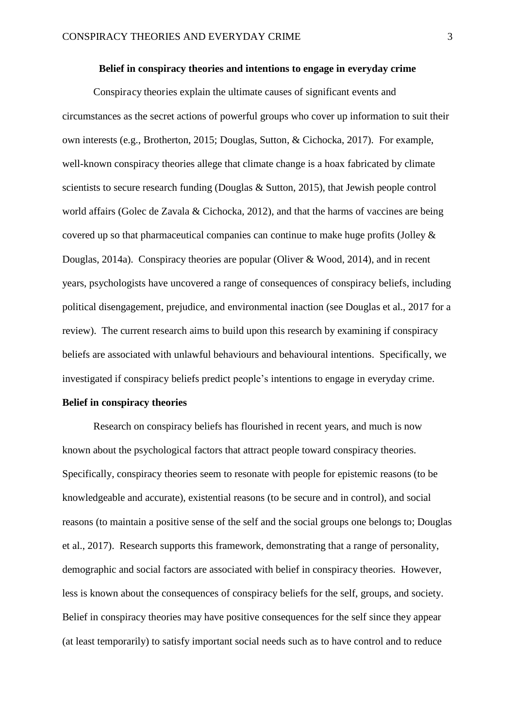## Belief in conspiracy theories and intentions to engage in everyday crime

Conspiracy theories explain the ultimate causes of significant events and circumstances as the secret actions of powerful groups who cover up information to suit their own interests (e.g., Brotherton, 2015; Douglas, Sutton, & Cichocka, 2017). For example, well-known conspiracy theories allege that climate change is a hoax fabricated by climate scientists to secure research funding (Douglas & Sutton, 2015), that Jewish people control world affairs (Golec de Zavala & Cichocka, 2012), and that the harms of vaccines are being covered up so that pharmaceutical companies can continue to make huge profits (Jolley & Douglas, 2014a). Conspiracy theories are popular (Oliver & Wood, 2014), and in recent years, psychologists have uncovered a range of consequences of conspiracy beliefs, including political disengagement, prejudice, and environmental inaction (see Douglas et al., 2017 for a review). The current research aims to build upon this research by examining if conspiracy beliefs are associated with unlawful behaviours and behavioural intentions. Specifically, we investigated if conspiracy beliefs predict people's intentions to engage in everyday crime.

### Belief in conspiracy theories

Research on conspiracy beliefs has flourished in recent years, and much is now known about the psychological factors that attract people toward conspiracy theories. Specifically, conspiracy theories seem to resonate with people for epistemic reasons (to be knowledgeable and accurate), existential reasons (to be secure and in control), and social reasons (to maintain a positive sense of the self and the social groups one belongs to; Douglas et al., 2017). Research supports this framework, demonstrating that a range of personality, demographic and social factors are associated with belief in conspiracy theories. However, less is known about the consequences of conspiracy beliefs for the self, groups, and society. Belief in conspiracy theories may have positive consequences for the self since they appear (at least temporarily) to satisfy important social needs such as to have control and to reduce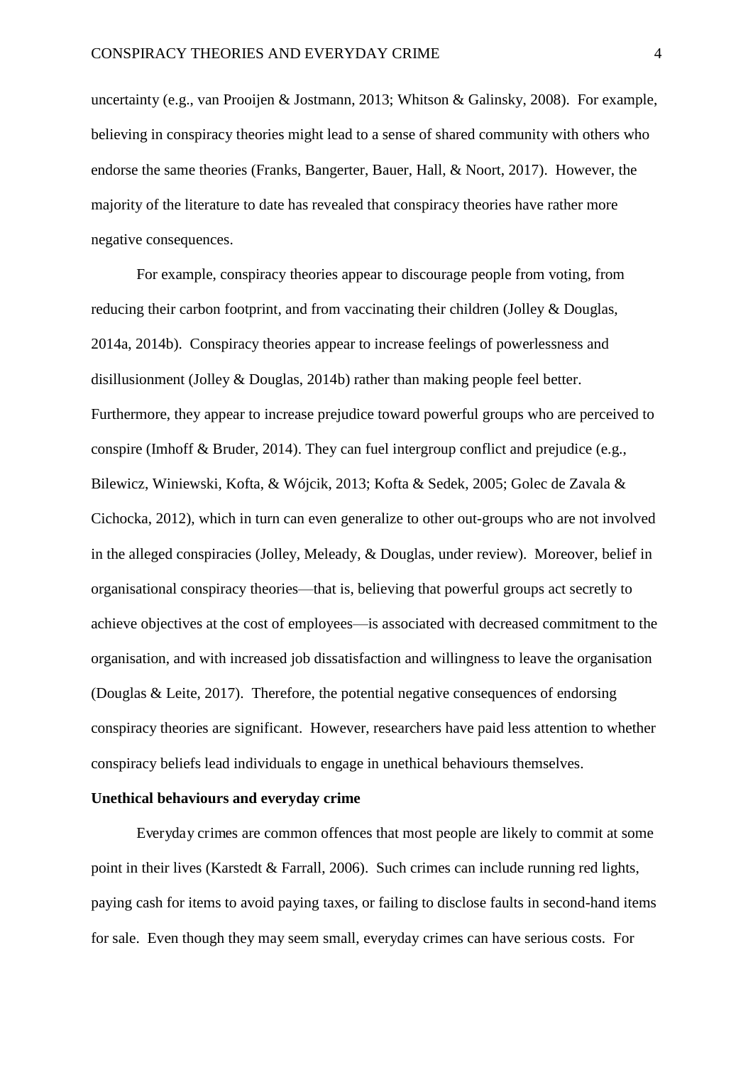uncertainty (e.g., van Prooijen & Jostmann, 2013; Whitson & Galinsky, 2008). For example, believing in conspiracy theories might lead to a sense of shared community with others who endorse the same theories (Franks, Bangerter, Bauer, Hall, & Noort, 2017). However, the majority of the literature to date has revealed that conspiracy theories have rather more negative consequences.

For example, conspiracy theories appear to discourage people from voting, from reducing their carbon footprint, and from vaccinating their children (Jolley & Douglas, 2014a, 2014b). Conspiracy theories appear to increase feelings of powerlessness and disillusionment (Jolley & Douglas, 2014b) rather than making people feel better. Furthermore, they appear to increase prejudice toward powerful groups who are perceived to conspire (Imhoff & Bruder, 2014). They can fuel intergroup conflict and prejudice (e.g., Bilewicz, Winiewski, Kofta, & Wójcik, 2013; Kofta & Sedek, 2005; Golec de Zavala & Cichocka, 2012), which in turn can even generalize to other out-groups who are not involved in the alleged conspiracies (Jolley, Meleady, & Douglas, under review). Moreover, belief in organisational conspiracy theories—that is, believing that powerful groups act secretly to achieve objectives at the cost of employees—is associated with decreased commitment to the organisation, and with increased job dissatisfaction and willingness to leave the organisation (Douglas & Leite, 2017). Therefore, the potential negative consequences of endorsing conspiracy theories are significant. However, researchers have paid less attention to whether conspiracy beliefs lead individuals to engage in unethical behaviours themselves.

**Unethical behaviours and everyday crime**

Everyday crimes are common offences that most people are likely to commit at some point in their lives (Karstedt & Farrall, 2006). Such crimes can include running red lights, paying cash for items to avoid paying taxes, or failing to disclose faults in second-hand items for sale. Even though they may seem small, everyday crimes can have serious costs. For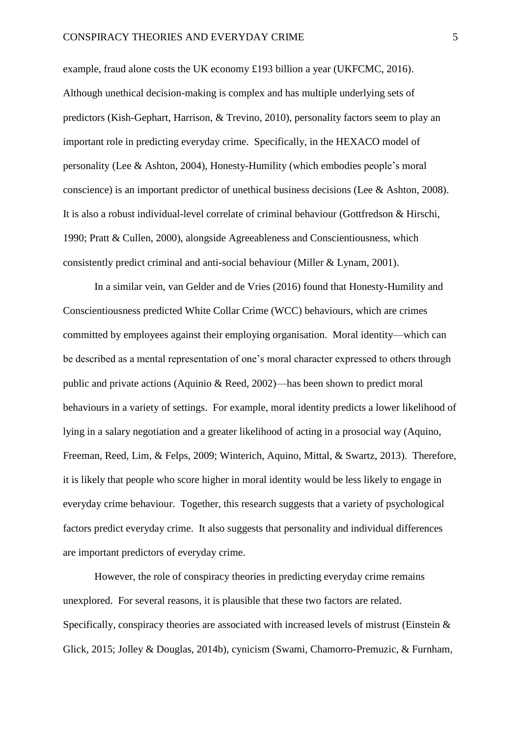example, fraud alone costs the UK economy £193 billion a year (UKFCMC, 2016). Although unethical decision-making is complex and has multiple underlying sets of predictors (Kish-Gephart, Harrison, & Trevino, 2010), personality factors seem to play an important role in predicting everyday crime. Specifically, in the HEXACO model of personality (Lee & Ashton, 2004), Honesty-Humility (which embodies people's moral conscience) is an important predictor of unethical business decisions (Lee & Ashton, 2008). It is also a robust individual-level correlate of criminal behaviour (Gottfredson & Hirschi, 1990; Pratt & Cullen, 2000), alongside Agreeableness and Conscientiousness, which consistently predict criminal and anti-social behaviour (Miller & Lynam, 2001).

In a similar vein, van Gelder and de Vries (2016) found that Honesty-Humility and Conscientiousness predicted White Collar Crime (WCC) behaviours, which are crimes committed by employees against their employing organisation. Moral identity—which can be described as a mental representation of one's moral character expressed to others through public and private actions (Aquinio & Reed, 2002)—has been shown to predict moral behaviours in a variety of settings. For example, moral identity predicts a lower likelihood of lying in a salary negotiation and a greater likelihood of acting in a prosocial way (Aquino, Freeman, Reed, Lim, & Felps, 2009; Winterich, Aquino, Mittal, & Swartz, 2013). Therefore, it is likely that people who score higher in moral identity would be less likely to engage in everyday crime behaviour. Together, this research suggests that a variety of psychological factors predict everyday crime. It also suggests that personality and individual differences are important predictors of everyday crime.

However, the role of conspiracy theories in predicting everyday crime remains unexplored. For several reasons, it is plausible that these two factors are related. Specifically, conspiracy theories are associated with increased levels of mistrust (Einstein & Glick, 2015; Jolley & Douglas, 2014b), cynicism (Swami, Chamorro-Premuzic, & Furnham,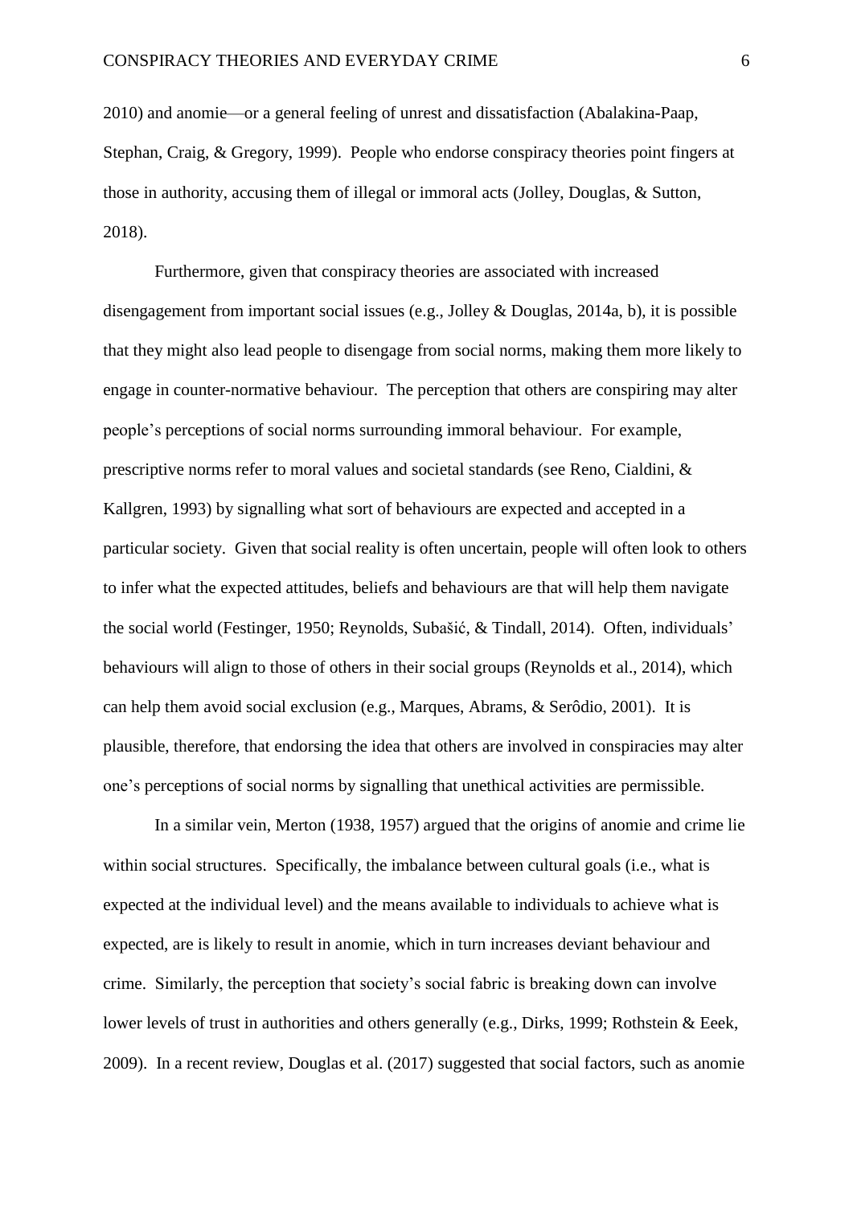2010) and anomie—or a general feeling of unrest and dissatisfaction (Abalakina-Paap, Stephan, Craig, & Gregory, 1999). People who endorse conspiracy theories point fingers at those in authority, accusing them of illegal or immoral acts (Jolley, Douglas, & Sutton, 2018).

Furthermore, given that conspiracy theories are associated with increased disengagement from important social issues (e.g., Jolley & Douglas, 2014a, b), it is possible that they might also lead people to disengage from social norms, making them more likely to engage in counter-normative behaviour. The perception that others are conspiring may alter people's perceptions of social norms surrounding immoral behaviour. For example, prescriptive norms refer to moral values and societal standards (see Reno, Cialdini, & Kallgren, 1993) by signalling what sort of behaviours are expected and accepted in a particular society. Given that social reality is often uncertain, people will often look to others to infer what the expected attitudes, beliefs and behaviours are that will help them navigate the social world (Festinger, 1950; Reynolds, Subašić, & Tindall, 2014). Often, individuals' behaviours will align to those of others in their social groups (Reynolds et al., 2014), which can help them avoid social exclusion (e.g., Marques, Abrams, & Serôdio, 2001). It is plausible, therefore, that endorsing the idea that others are involved in conspiracies may alter one's perceptions of social norms by signalling that unethical activities are permissible.

In a similar vein, Merton (1938, 1957) argued that the origins of anomie and crime lie within social structures. Specifically, the imbalance between cultural goals (i.e., what is expected at the individual level) and the means available to individuals to achieve what is expected, are is likely to result in anomie, which in turn increases deviant behaviour and crime. Similarly, the perception that society's social fabric is breaking down can involve lower levels of trust in authorities and others generally (e.g., Dirks, 1999; Rothstein & Eeek, 2009). In a recent review, Douglas et al. (2017) suggested that social factors, such as anomie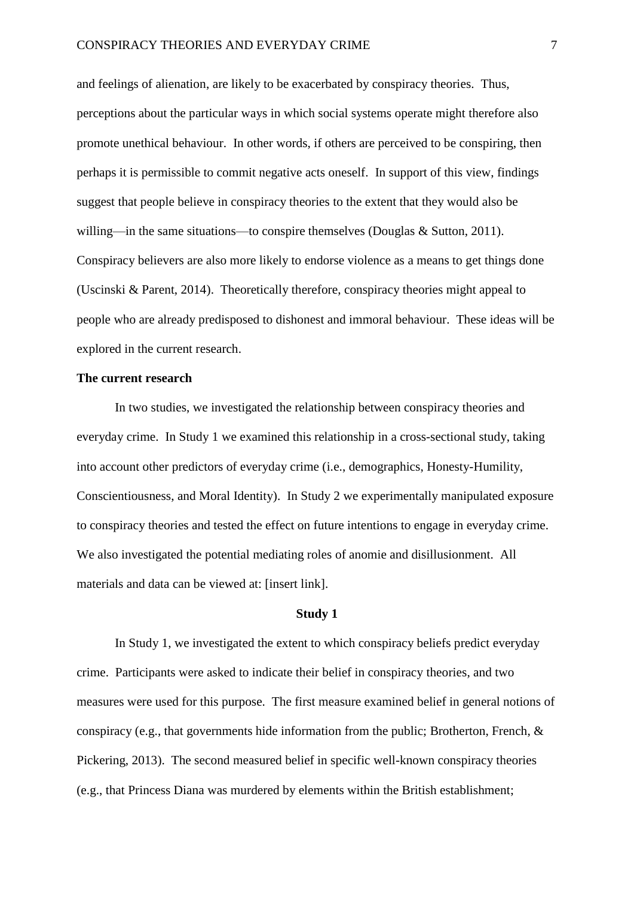and feelings of alienation, are likely to be exacerbated by conspiracy theories. Thus, perceptions about the particular ways in which social systems operate might therefore also promote unethical behaviour. In other words, if others are perceived to be conspiring, then perhaps it is permissible to commit negative acts oneself. In support of this view, findings suggest that people believe in conspiracy theories to the extent that they would also be willing—in the same situations—to conspire themselves (Douglas & Sutton, 2011). Conspiracy believers are also more likely to endorse violence as a means to get things done (Uscinski & Parent, 2014). Theoretically therefore, conspiracy theories might appeal to people who are already predisposed to dishonest and immoral behaviour. These ideas will be explored in the current research.

**The current research**

In two studies, we investigated the relationship between conspiracy theories and everyday crime. In Study 1 we examined this relationship in a cross-sectional study, taking into account other predictors of everyday crime (i.e., demographics, Honesty-Humility, Conscientiousness, and Moral Identity). In Study 2 we experimentally manipulated exposure to conspiracy theories and tested the effect on future intentions to engage in everyday crime. We also investigated the potential mediating roles of anomie and disillusionment. All materials and data can be viewed at: [insert link].

## Study 1

In Study 1, we investigated the extent to which conspiracy beliefs predict everyday crime. Participants were asked to indicate their belief in conspiracy theories, and two measures were used for this purpose. The first measure examined belief in general notions of conspiracy (e.g., that governments hide information from the public; Brotherton, French, & Pickering, 2013). The second measured belief in specific well-known conspiracy theories (e.g., that Princess Diana was murdered by elements within the British establishment;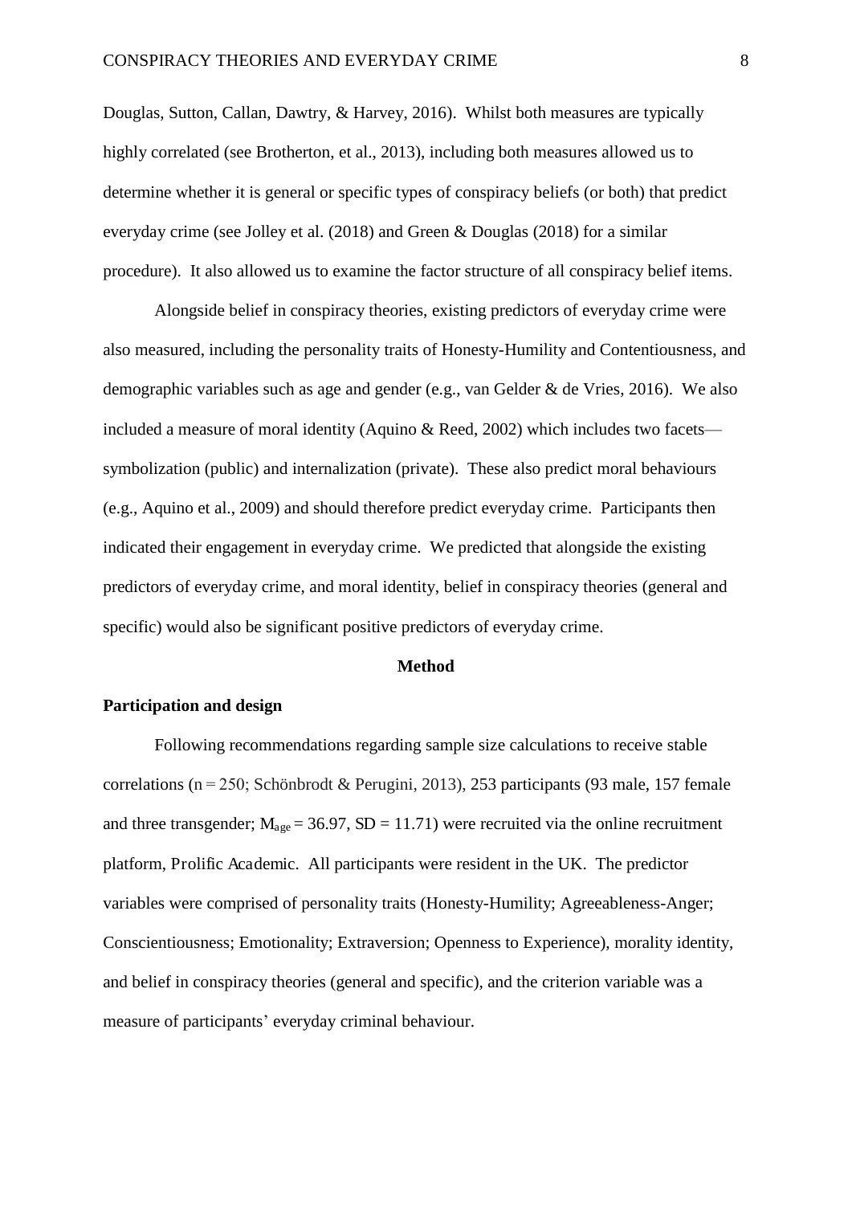Douglas, Sutton, Callan, Dawtry, & Harvey, 2016). Whilst both measures are typically highly correlated (see Brotherton, et al., 2013), including both measures allowed us to determine whether it is general or specific types of conspiracy beliefs (or both) that predict everyday crime (see Jolley et al. (2018) and Green & Douglas (2018) for a similar procedure). It also allowed us to examine the factor structure of all conspiracy belief items.

Alongside belief in conspiracy theories, existing predictors of everyday crime were also measured, including the personality traits of Honesty-Humility and Contentiousness, and demographic variables such as age and gender (e.g., van Gelder & de Vries, 2016). We also included a measure of moral identity (Aquino & Reed, 2002) which includes two facets—symbolization (public) and internalization (private). These also predict moral behaviours (e.g., Aquino et al., 2009) and should therefore predict everyday crime. Participants then indicated their engagement in everyday crime. We predicted that alongside the existing predictors of everyday crime, and moral identity, belief in conspiracy theories (general and specific) would also be significant positive predictors of everyday crime.

## Method

### Participation and design

Following recommendations regarding sample size calculations to receive stable correlations ($n = 250$; Schönbrodt & Perugini, 2013), 253 participants (93 male, 157 female and three transgender; $M_{age} = 36.97$, $SD = 11.71$) were recruited via the online recruitment platform, Prolific Academic. All participants were resident in the UK. The predictor variables were comprised of personality traits (Honesty-Humility; Agreeableness-Anger; Conscientiousness; Emotionality; Extraversion; Openness to Experience), morality identity, and belief in conspiracy theories (general and specific), and the criterion variable was a measure of participants' everyday criminal behaviour.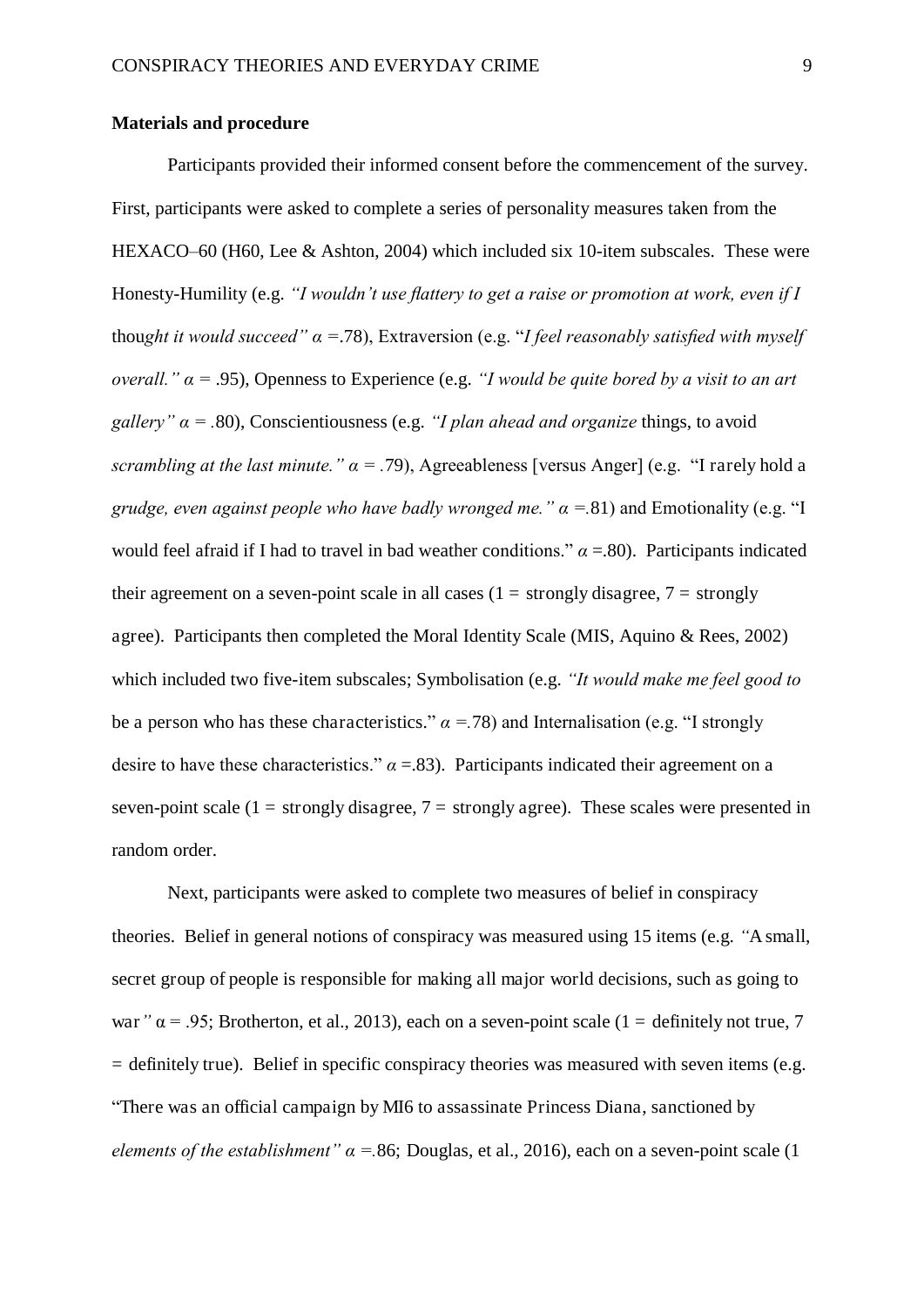**Materials and procedure**

Participants provided their informed consent before the commencement of the survey. First, participants were asked to complete a series of personality measures taken from the HEXACO–60 (H60, Lee & Ashton, 2004) which included six 10-item subscales. These were Honesty-Humility (e.g. *"I wouldn't use flattery to get a raise or promotion at work, even if I thought it would succeed"* $\alpha$ =.78), Extraversion (e.g. "*I feel reasonably satisfied with myself overall."* $\alpha$ = .95), Openness to Experience (e.g. *"I would be quite bored by a visit to an art gallery"* $\alpha$ = .80), Conscientiousness (e.g. *"I plan ahead and organize* things, to avoid *scrambling at the last minute."* $\alpha$ = .79), Agreeableness [versus Anger] (e.g. "I rarely hold a *grudge, even against people who have badly wronged me."* $\alpha$ =.81) and Emotionality (e.g. "I would feel afraid if I had to travel in bad weather conditions." $\alpha$ =.80). Participants indicated their agreement on a seven-point scale in all cases (1 = strongly disagree, 7 = strongly agree). Participants then completed the Moral Identity Scale (MIS, Aquino & Rees, 2002) which included two five-item subscales; Symbolisation (e.g. *"It would make me feel good to* be a person who has these characteristics." $\alpha$ =.78) and Internalisation (e.g. "I strongly desire to have these characteristics." $\alpha$ =.83). Participants indicated their agreement on a seven-point scale (1 = strongly disagree, 7 = strongly agree). These scales were presented in random order.

Next, participants were asked to complete two measures of belief in conspiracy theories. Belief in general notions of conspiracy was measured using 15 items (e.g. *"*A small, secret group of people is responsible for making all major world decisions, such as going to war*"* $\alpha$ = .95; Brotherton, et al., 2013), each on a seven-point scale (1 = definitely not true, 7 = definitely true). Belief in specific conspiracy theories was measured with seven items (e.g. "There was an official campaign by MI6 to assassinate Princess Diana, sanctioned by *elements of the establishment"* $\alpha$ =.86; Douglas, et al., 2016), each on a seven-point scale (1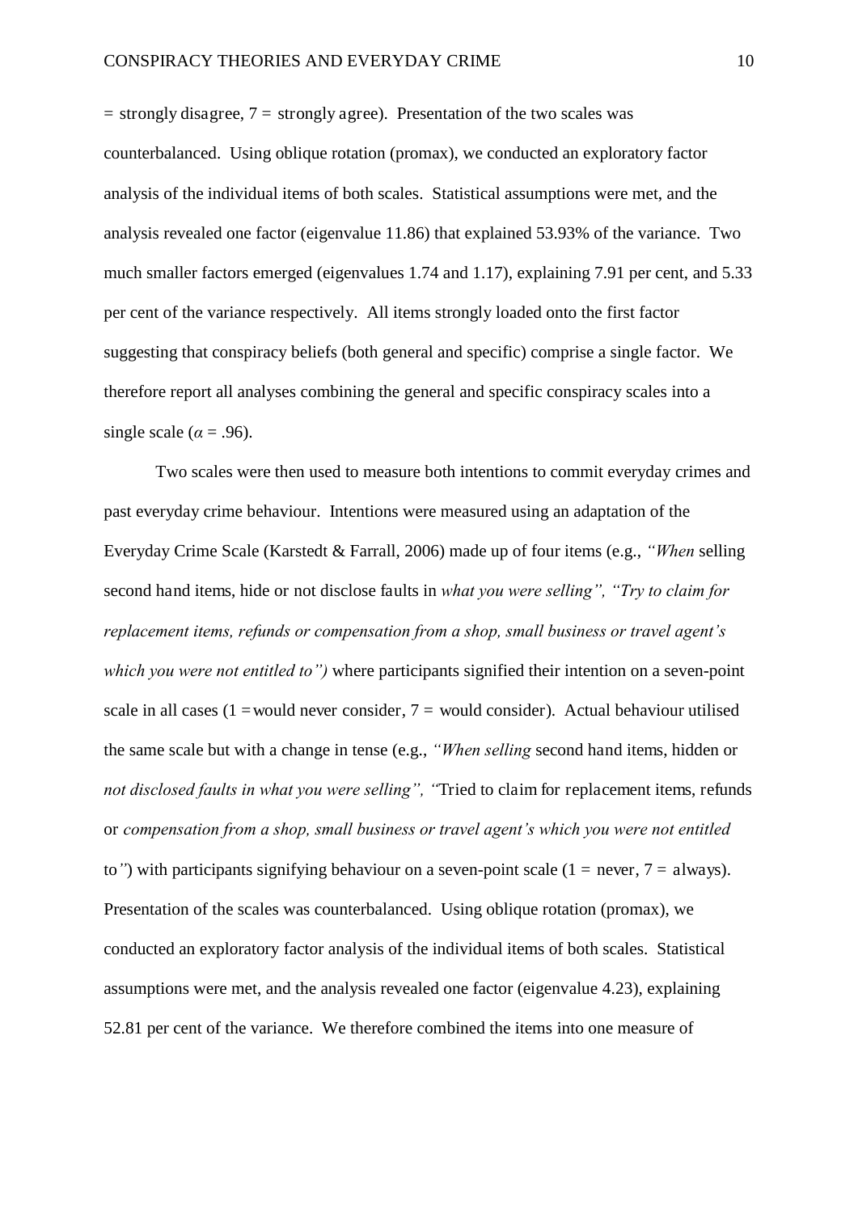= strongly disagree, 7 = strongly agree). Presentation of the two scales was counterbalanced. Using oblique rotation (promax), we conducted an exploratory factor analysis of the individual items of both scales. Statistical assumptions were met, and the analysis revealed one factor (eigenvalue 11.86) that explained 53.93% of the variance. Two much smaller factors emerged (eigenvalues 1.74 and 1.17), explaining 7.91 per cent, and 5.33 per cent of the variance respectively. All items strongly loaded onto the first factor suggesting that conspiracy beliefs (both general and specific) comprise a single factor. We therefore report all analyses combining the general and specific conspiracy scales into a single scale ($\alpha = .96$).

Two scales were then used to measure both intentions to commit everyday crimes and past everyday crime behaviour. Intentions were measured using an adaptation of the Everyday Crime Scale (Karstedt & Farrall, 2006) made up of four items (e.g., *"When* selling second hand items, hide or not disclose faults in *what you were selling", "Try to claim for replacement items, refunds or compensation from a shop, small business or travel agent's which you were not entitled to")* where participants signified their intention on a seven-point scale in all cases (1 = would never consider, 7 = would consider). Actual behaviour utilised the same scale but with a change in tense (e.g., *"When selling* second hand items, hidden or *not disclosed faults in what you were selling", "*Tried to claim for replacement items, refunds or *compensation from a shop, small business or travel agent's which you were not entitled* to*"*) with participants signifying behaviour on a seven-point scale (1 = never, 7 = always). Presentation of the scales was counterbalanced. Using oblique rotation (promax), we conducted an exploratory factor analysis of the individual items of both scales. Statistical assumptions were met, and the analysis revealed one factor (eigenvalue 4.23), explaining 52.81 per cent of the variance. We therefore combined the items into one measure of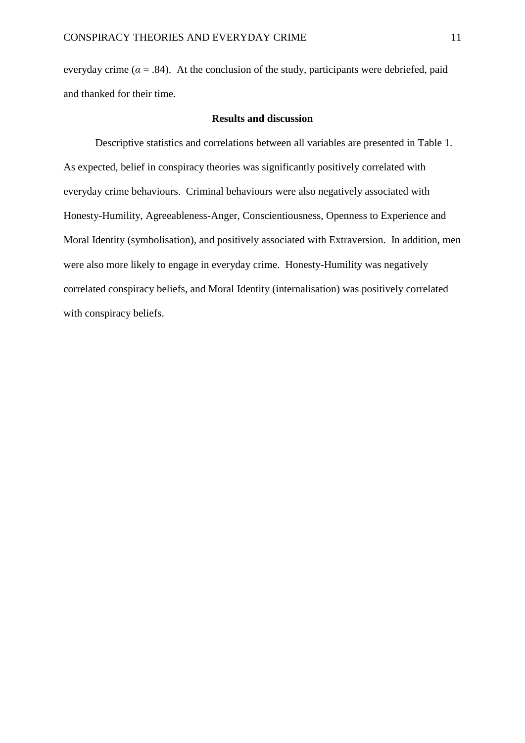everyday crime ($\alpha = .84$). At the conclusion of the study, participants were debriefed, paid and thanked for their time.

## Results and discussion

Descriptive statistics and correlations between all variables are presented in Table 1. As expected, belief in conspiracy theories was significantly positively correlated with everyday crime behaviours. Criminal behaviours were also negatively associated with Honesty-Humility, Agreeableness-Anger, Conscientiousness, Openness to Experience and Moral Identity (symbolisation), and positively associated with Extraversion. In addition, men were also more likely to engage in everyday crime. Honesty-Humility was negatively correlated conspiracy beliefs, and Moral Identity (internalisation) was positively correlated with conspiracy beliefs.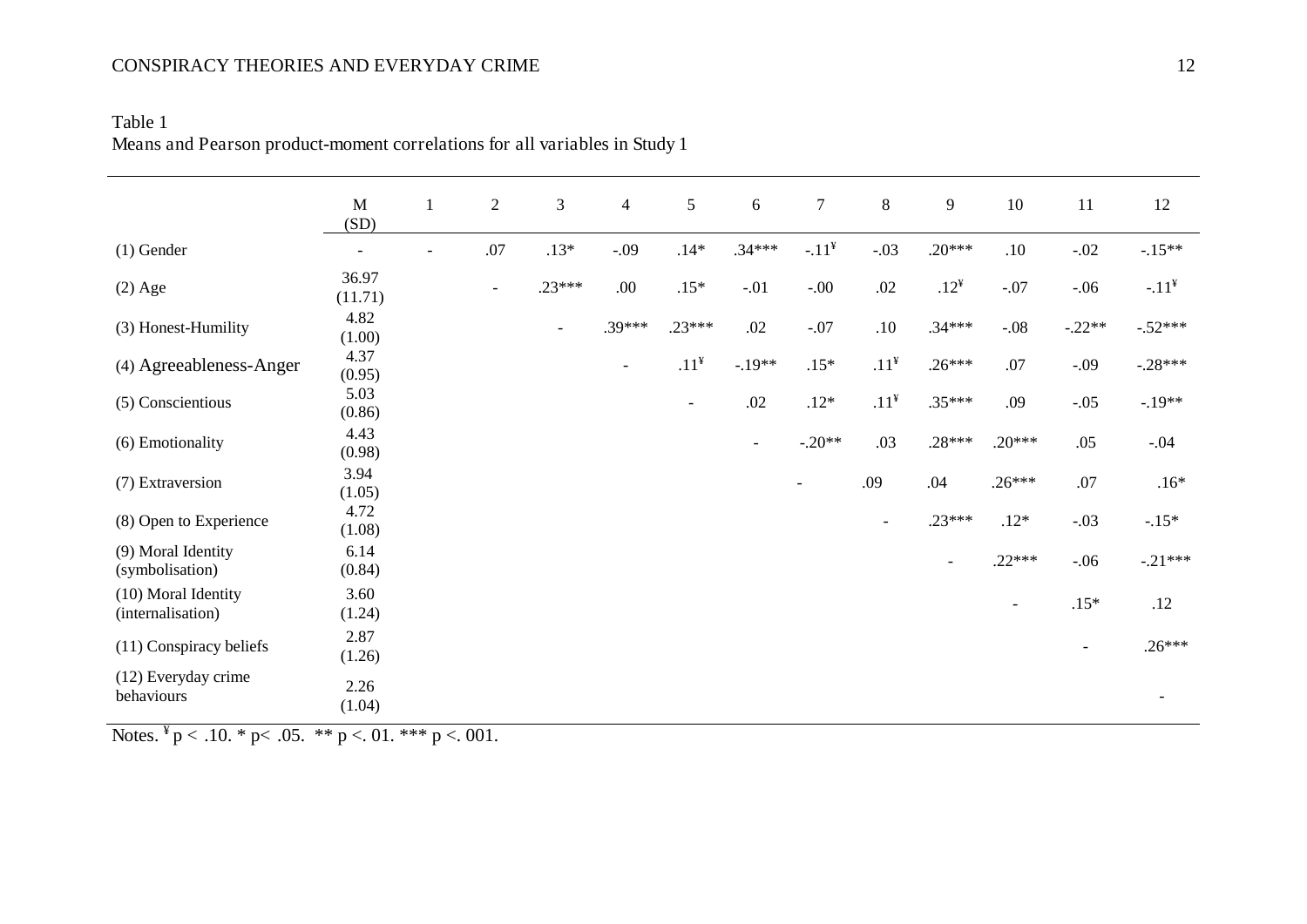Table 1

Means and Pearson product-moment correlations for all variables in Study 1

| | M (SD) | 1 | 2 | 3 | 4 | 5 | 6 | 7 | 8 | 9 | 10 | 11 | 12 |
|---|---|---|---|---|---|---|---|---|---|---|---|---|---|
| (1) Gender | - | - | .07 | .13* | -.09 | .14* | .34*** | -.11¥ | -.03 | .20*** | .10 | -.02 | -.15** |
| (2) Age | 36.97 (11.71) | | - | .23*** | .00 | .15* | -.01 | -.00 | .02 | .12¥ | -.07 | -.06 | -.11¥ |
| (3) Honest-Humility | 4.82 (1.00) | | | - | .39*** | .23*** | .02 | -.07 | .10 | .34*** | -.08 | -.22** | -.52*** |
| (4) Agreeableness-Anger | 4.37 (0.95) | | | | - | .11¥ | -.19** | .15* | .11¥ | .26*** | .07 | -.09 | -.28*** |
| (5) Conscientious | 5.03 (0.86) | | | | | - | .02 | .12* | .11¥ | .35*** | .09 | -.05 | -.19** |
| (6) Emotionality | 4.43 (0.98) | | | | | | - | -.20** | .03 | .28*** | .20*** | .05 | -.04 |
| (7) Extraversion | 3.94 (1.05) | | | | | | | - | .09 | .04 | .26*** | .07 | .16* |
| (8) Open to Experience | 4.72 (1.08) | | | | | | | | - | .23*** | .12* | -.03 | -.15* |
| (9) Moral Identity (symbolisation) | 6.14 (0.84) | | | | | | | | | - | .22*** | -.06 | -.21*** |
| (10) Moral Identity (internalisation) | 3.60 (1.24) | | | | | | | | | | - | .15* | .12 |
| (11) Conspiracy beliefs | 2.87 (1.26) | | | | | | | | | | | - | .26*** |
| (12) Everyday crime behaviours | 2.26 (1.04) | | | | | | | | | | | | - |

Notes. ¥ $p < .10$. * $p < .05$. ** $p < .01$. *** $p < .001$.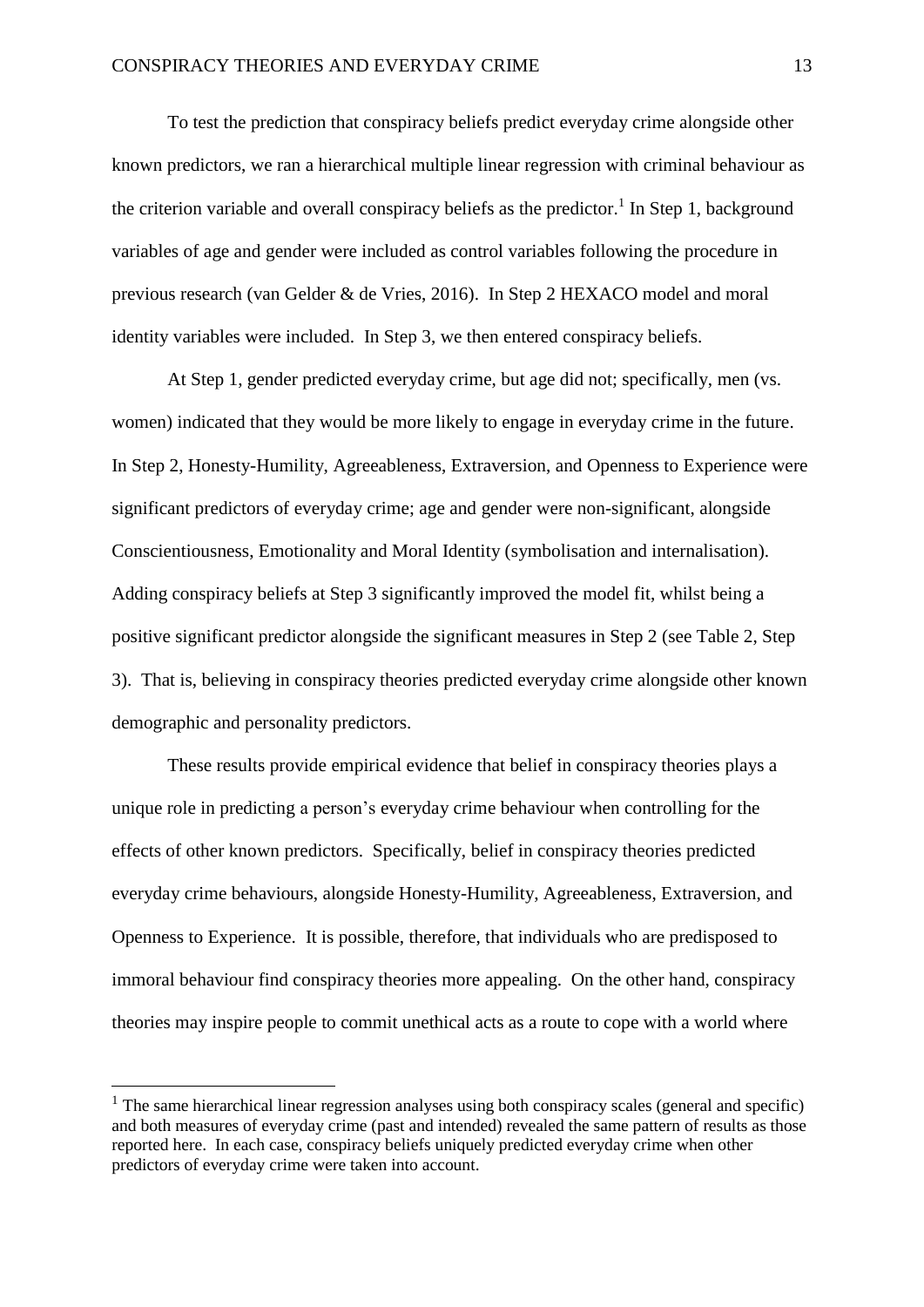To test the prediction that conspiracy beliefs predict everyday crime alongside other known predictors, we ran a hierarchical multiple linear regression with criminal behaviour as the criterion variable and overall conspiracy beliefs as the predictor.[1] In Step 1, background variables of age and gender were included as control variables following the procedure in previous research (van Gelder & de Vries, 2016). In Step 2 HEXACO model and moral identity variables were included. In Step 3, we then entered conspiracy beliefs.

At Step 1, gender predicted everyday crime, but age did not; specifically, men (vs. women) indicated that they would be more likely to engage in everyday crime in the future. In Step 2, Honesty-Humility, Agreeableness, Extraversion, and Openness to Experience were significant predictors of everyday crime; age and gender were non-significant, alongside Conscientiousness, Emotionality and Moral Identity (symbolisation and internalisation). Adding conspiracy beliefs at Step 3 significantly improved the model fit, whilst being a positive significant predictor alongside the significant measures in Step 2 (see Table 2, Step 3). That is, believing in conspiracy theories predicted everyday crime alongside other known demographic and personality predictors.

These results provide empirical evidence that belief in conspiracy theories plays a unique role in predicting a person's everyday crime behaviour when controlling for the effects of other known predictors. Specifically, belief in conspiracy theories predicted everyday crime behaviours, alongside Honesty-Humility, Agreeableness, Extraversion, and Openness to Experience. It is possible, therefore, that individuals who are predisposed to immoral behaviour find conspiracy theories more appealing. On the other hand, conspiracy theories may inspire people to commit unethical acts as a route to cope with a world where

[1] The same hierarchical linear regression analyses using both conspiracy scales (general and specific) and both measures of everyday crime (past and intended) revealed the same pattern of results as those reported here. In each case, conspiracy beliefs uniquely predicted everyday crime when other predictors of everyday crime were taken into account.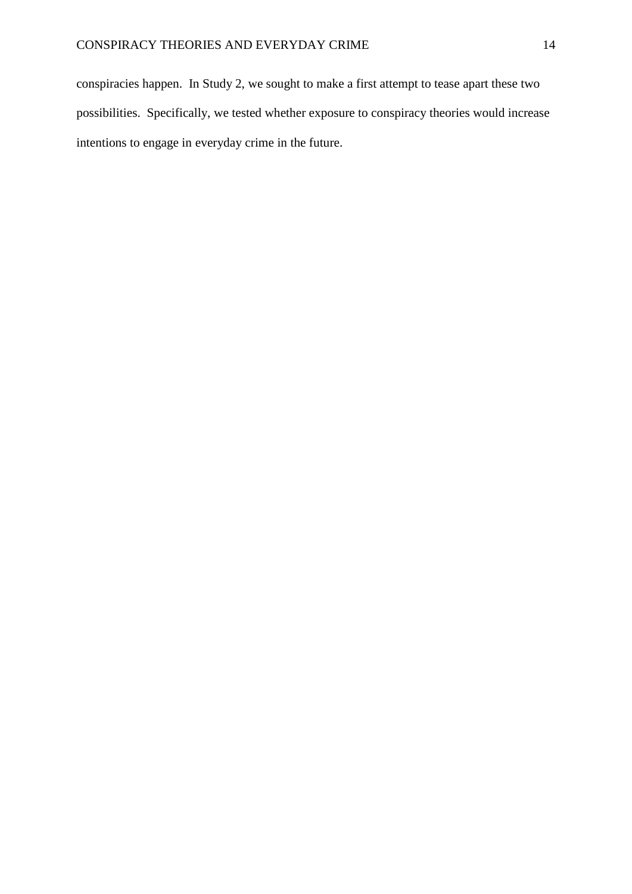conspiracies happen. In Study 2, we sought to make a first attempt to tease apart these two possibilities. Specifically, we tested whether exposure to conspiracy theories would increase intentions to engage in everyday crime in the future.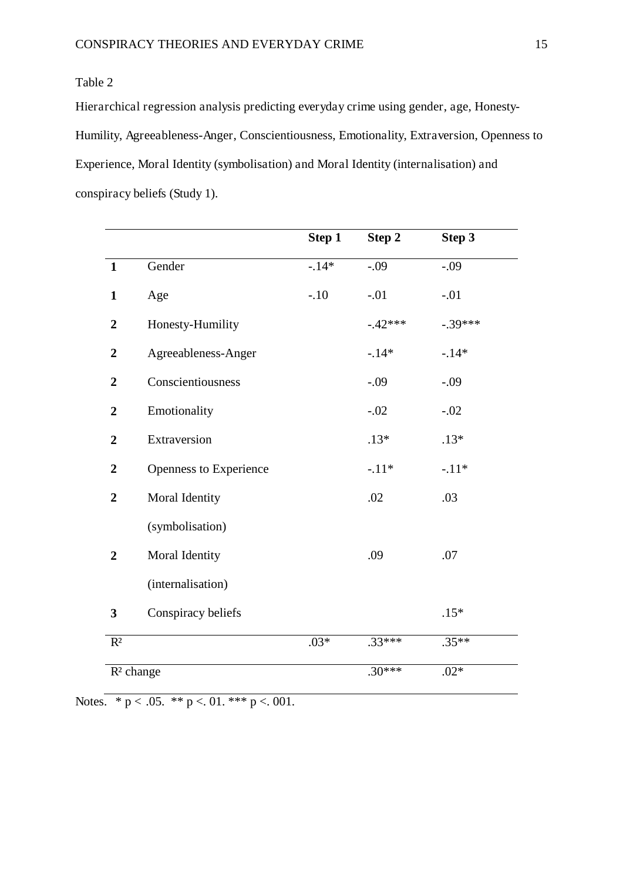Table 2

Hierarchical regression analysis predicting everyday crime using gender, age, Honesty-Humility, Agreeableness-Anger, Conscientiousness, Emotionality, Extraversion, Openness to Experience, Moral Identity (symbolisation) and Moral Identity (internalisation) and conspiracy beliefs (Study 1).

| | | Step 1 | Step 2 | Step 3 |
|---|---|---|---|---|
| **1** | Gender | -.14* | -.09 | -.09 |
| **1** | Age | -.10 | -.01 | -.01 |
| **2** | Honesty-Humility | | -.42*** | -.39*** |
| **2** | Agreeableness-Anger | | -.14* | -.14* |
| **2** | Conscientiousness | | -.09 | -.09 |
| **2** | Emotionality | | -.02 | -.02 |
| **2** | Extraversion | | .13* | .13* |
| **2** | Openness to Experience | | -.11* | -.11* |
| **2** | Moral Identity (symbolisation) | | .02 | .03 |
| **2** | Moral Identity (internalisation) | | .09 | .07 |
| **3** | Conspiracy beliefs | | | .15* |
| $R^2$ | | .03* | .33*** | .35** |
| $R^2$ change | | | .30*** | .02* |

Notes. * $p < .05$. ** $p < .01$. *** $p < .001$.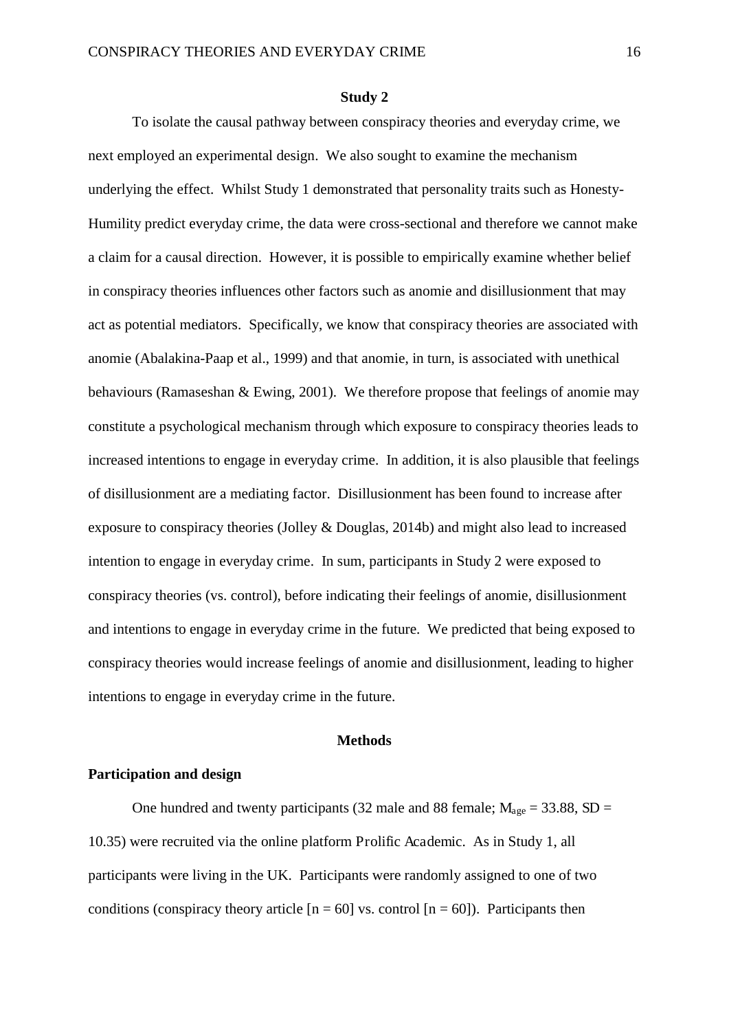## Study 2

To isolate the causal pathway between conspiracy theories and everyday crime, we next employed an experimental design. We also sought to examine the mechanism underlying the effect. Whilst Study 1 demonstrated that personality traits such as Honesty-Humility predict everyday crime, the data were cross-sectional and therefore we cannot make a claim for a causal direction. However, it is possible to empirically examine whether belief in conspiracy theories influences other factors such as anomie and disillusionment that may act as potential mediators. Specifically, we know that conspiracy theories are associated with anomie (Abalakina-Paap et al., 1999) and that anomie, in turn, is associated with unethical behaviours (Ramaseshan & Ewing, 2001). We therefore propose that feelings of anomie may constitute a psychological mechanism through which exposure to conspiracy theories leads to increased intentions to engage in everyday crime. In addition, it is also plausible that feelings of disillusionment are a mediating factor. Disillusionment has been found to increase after exposure to conspiracy theories (Jolley & Douglas, 2014b) and might also lead to increased intention to engage in everyday crime. In sum, participants in Study 2 were exposed to conspiracy theories (vs. control), before indicating their feelings of anomie, disillusionment and intentions to engage in everyday crime in the future. We predicted that being exposed to conspiracy theories would increase feelings of anomie and disillusionment, leading to higher intentions to engage in everyday crime in the future.

### Methods

#### Participation and design

One hundred and twenty participants (32 male and 88 female; $M_{age} = 33.88$, $SD = 10.35$) were recruited via the online platform Prolific Academic. As in Study 1, all participants were living in the UK. Participants were randomly assigned to one of two conditions (conspiracy theory article [$n = 60$] vs. control [$n = 60$]). Participants then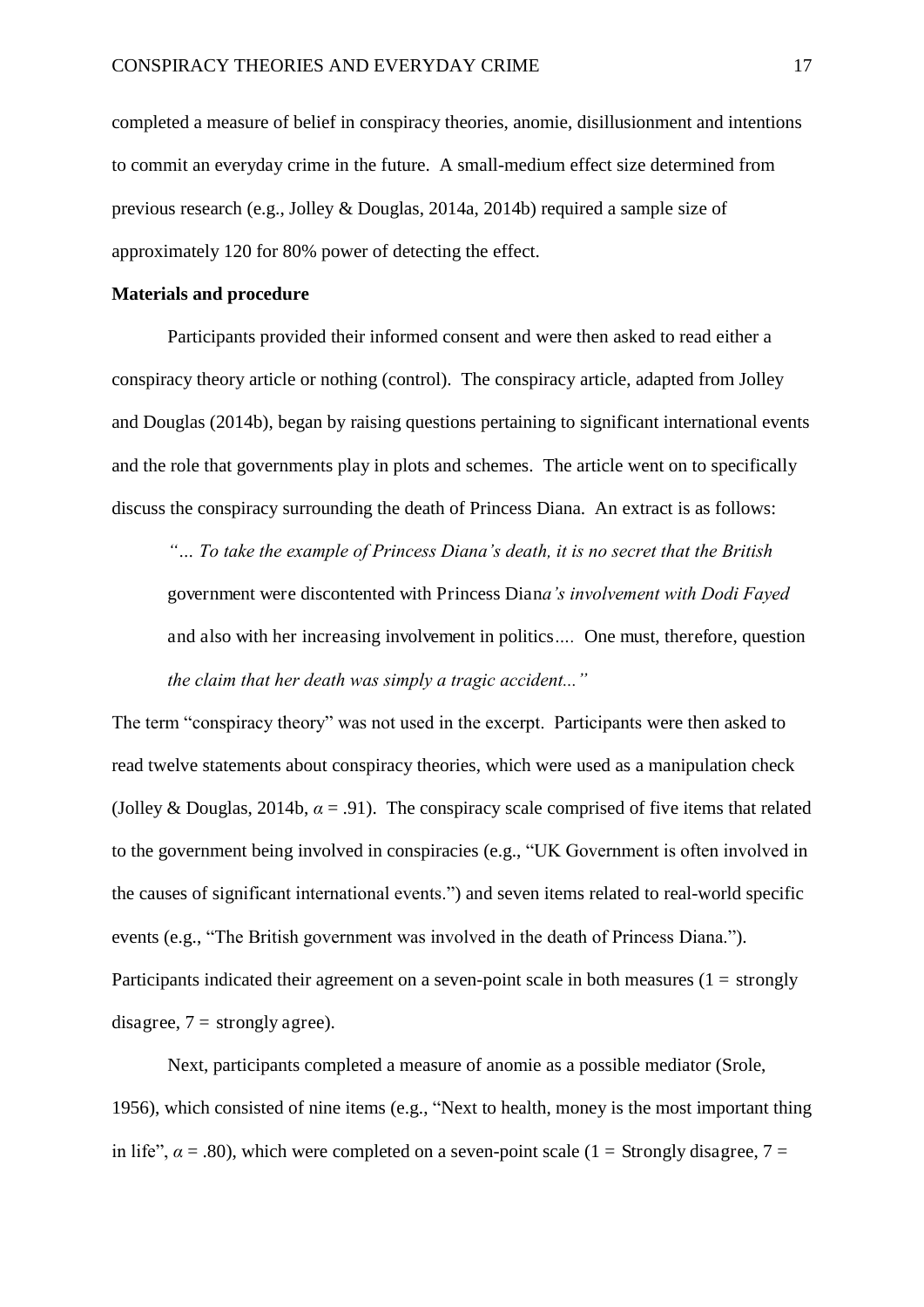completed a measure of belief in conspiracy theories, anomie, disillusionment and intentions to commit an everyday crime in the future. A small-medium effect size determined from previous research (e.g., Jolley & Douglas, 2014a, 2014b) required a sample size of approximately 120 for 80% power of detecting the effect.

**Materials and procedure**

Participants provided their informed consent and were then asked to read either a conspiracy theory article or nothing (control). The conspiracy article, adapted from Jolley and Douglas (2014b), began by raising questions pertaining to significant international events and the role that governments play in plots and schemes. The article went on to specifically discuss the conspiracy surrounding the death of Princess Diana. An extract is as follows:

> *"... To take the example of Princess Diana's death, it is no secret that the British* government were discontented with Princess Dian*a's involvement with Dodi Fayed* and also with her increasing involvement in politics*....* One must, therefore, question *the claim that her death was simply a tragic accident..."*

The term "conspiracy theory" was not used in the excerpt. Participants were then asked to read twelve statements about conspiracy theories, which were used as a manipulation check (Jolley & Douglas, 2014b, $\alpha = .91$). The conspiracy scale comprised of five items that related to the government being involved in conspiracies (e.g., "UK Government is often involved in the causes of significant international events.") and seven items related to real-world specific events (e.g., "The British government was involved in the death of Princess Diana."). Participants indicated their agreement on a seven-point scale in both measures (1 = strongly disagree, 7 = strongly agree).

Next, participants completed a measure of anomie as a possible mediator (Srole, 1956), which consisted of nine items (e.g., "Next to health, money is the most important thing in life", $\alpha = .80$), which were completed on a seven-point scale (1 = Strongly disagree, 7 =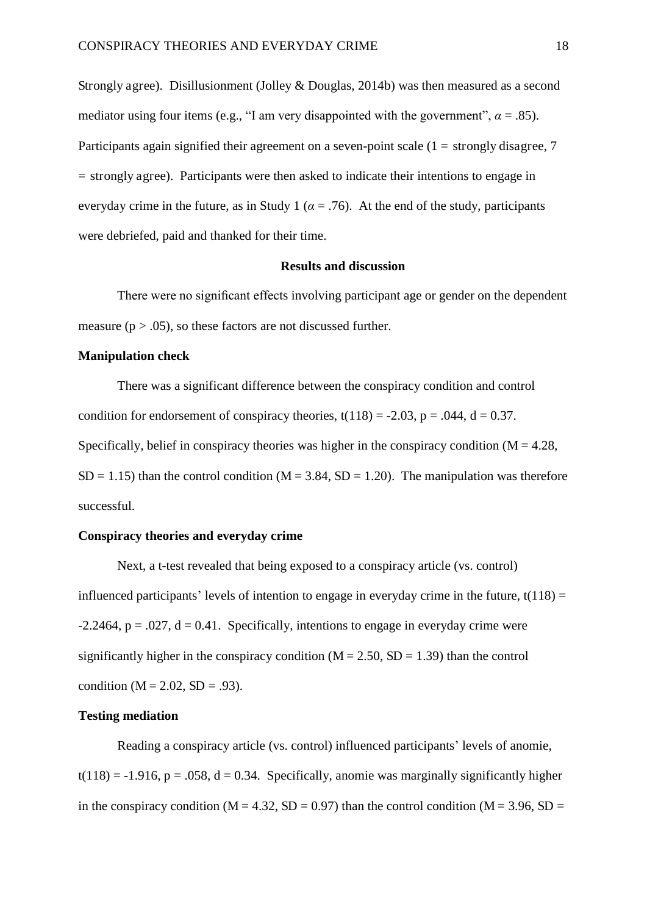Strongly agree). Disillusionment (Jolley & Douglas, 2014b) was then measured as a second mediator using four items (e.g., "I am very disappointed with the government", $\alpha = .85$). Participants again signified their agreement on a seven-point scale (1 = strongly disagree, 7 = strongly agree). Participants were then asked to indicate their intentions to engage in everyday crime in the future, as in Study 1 ($\alpha = .76$). At the end of the study, participants were debriefed, paid and thanked for their time.

### Results and discussion

There were no significant effects involving participant age or gender on the dependent measure ($p > .05$), so these factors are not discussed further.

#### Manipulation check

There was a significant difference between the conspiracy condition and control condition for endorsement of conspiracy theories, $t(118) = -2.03$, $p = .044$, $d = 0.37$. Specifically, belief in conspiracy theories was higher in the conspiracy condition ($M = 4.28$, $SD = 1.15$) than the control condition ($M = 3.84$, $SD = 1.20$). The manipulation was therefore successful.

#### Conspiracy theories and everyday crime

Next, a t-test revealed that being exposed to a conspiracy article (vs. control) influenced participants' levels of intention to engage in everyday crime in the future, $t(118) = -2.2464$, $p = .027$, $d = 0.41$. Specifically, intentions to engage in everyday crime were significantly higher in the conspiracy condition ($M = 2.50$, $SD = 1.39$) than the control condition ($M = 2.02$, $SD = .93$).

#### Testing mediation

Reading a conspiracy article (vs. control) influenced participants' levels of anomie, $t(118) = -1.916$, $p = .058$, $d = 0.34$. Specifically, anomie was marginally significantly higher in the conspiracy condition ($M = 4.32$, $SD = 0.97$) than the control condition ($M = 3.96$, $SD =$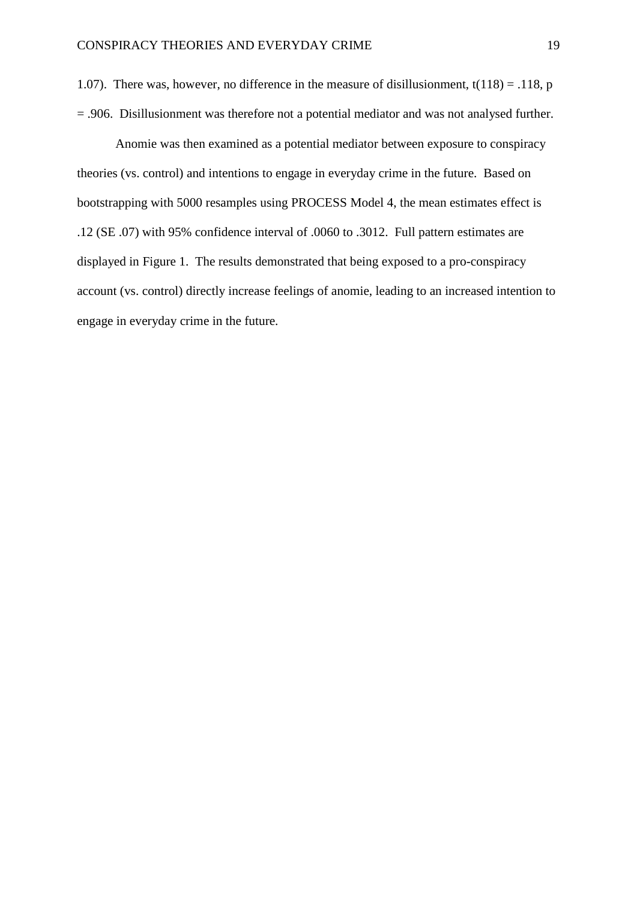1.07). There was, however, no difference in the measure of disillusionment, $t(118) = .118$, $p = .906$. Disillusionment was therefore not a potential mediator and was not analysed further.

Anomie was then examined as a potential mediator between exposure to conspiracy theories (vs. control) and intentions to engage in everyday crime in the future. Based on bootstrapping with 5000 resamples using PROCESS Model 4, the mean estimates effect is .12 (SE .07) with 95% confidence interval of .0060 to .3012. Full pattern estimates are displayed in Figure 1. The results demonstrated that being exposed to a pro-conspiracy account (vs. control) directly increase feelings of anomie, leading to an increased intention to engage in everyday crime in the future.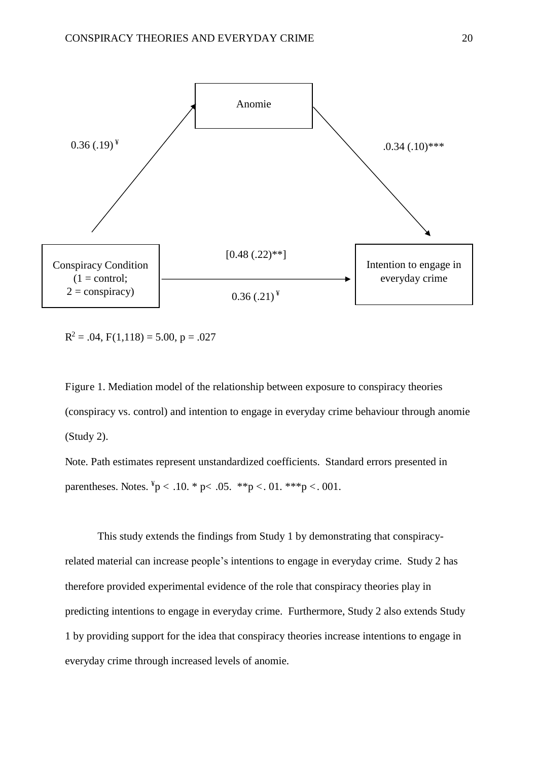Anomie

0.36 (.19) ¥

.0.34 (.10)***

Conspiracy Condition (1 = control; 2 = conspiracy)

[0.48 (.22)**]

0.36 (.21) ¥

Intention to engage in everyday crime

$R^2$ = .04, F(1,118) = 5.00, p = .027

Figure 1. Mediation model of the relationship between exposure to conspiracy theories (conspiracy vs. control) and intention to engage in everyday crime behaviour through anomie (Study 2).

Note. Path estimates represent unstandardized coefficients. Standard errors presented in parentheses. Notes. ¥p < .10. * p< .05. **p <. 01. ***p <. 001.

This study extends the findings from Study 1 by demonstrating that conspiracy-related material can increase people's intentions to engage in everyday crime. Study 2 has therefore provided experimental evidence of the role that conspiracy theories play in predicting intentions to engage in everyday crime. Furthermore, Study 2 also extends Study 1 by providing support for the idea that conspiracy theories increase intentions to engage in everyday crime through increased levels of anomie.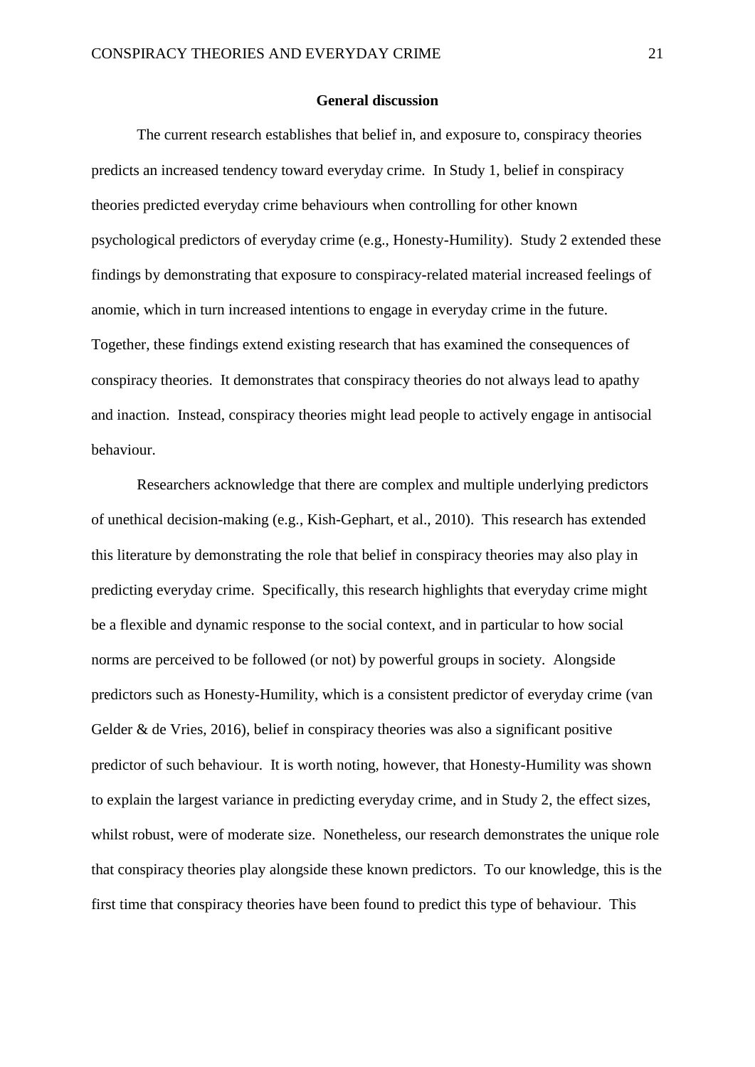## General discussion

The current research establishes that belief in, and exposure to, conspiracy theories predicts an increased tendency toward everyday crime. In Study 1, belief in conspiracy theories predicted everyday crime behaviours when controlling for other known psychological predictors of everyday crime (e.g., Honesty-Humility). Study 2 extended these findings by demonstrating that exposure to conspiracy-related material increased feelings of anomie, which in turn increased intentions to engage in everyday crime in the future. Together, these findings extend existing research that has examined the consequences of conspiracy theories. It demonstrates that conspiracy theories do not always lead to apathy and inaction. Instead, conspiracy theories might lead people to actively engage in antisocial behaviour.

Researchers acknowledge that there are complex and multiple underlying predictors of unethical decision-making (e.g., Kish-Gephart, et al., 2010). This research has extended this literature by demonstrating the role that belief in conspiracy theories may also play in predicting everyday crime. Specifically, this research highlights that everyday crime might be a flexible and dynamic response to the social context, and in particular to how social norms are perceived to be followed (or not) by powerful groups in society. Alongside predictors such as Honesty-Humility, which is a consistent predictor of everyday crime (van Gelder & de Vries, 2016), belief in conspiracy theories was also a significant positive predictor of such behaviour. It is worth noting, however, that Honesty-Humility was shown to explain the largest variance in predicting everyday crime, and in Study 2, the effect sizes, whilst robust, were of moderate size. Nonetheless, our research demonstrates the unique role that conspiracy theories play alongside these known predictors. To our knowledge, this is the first time that conspiracy theories have been found to predict this type of behaviour. This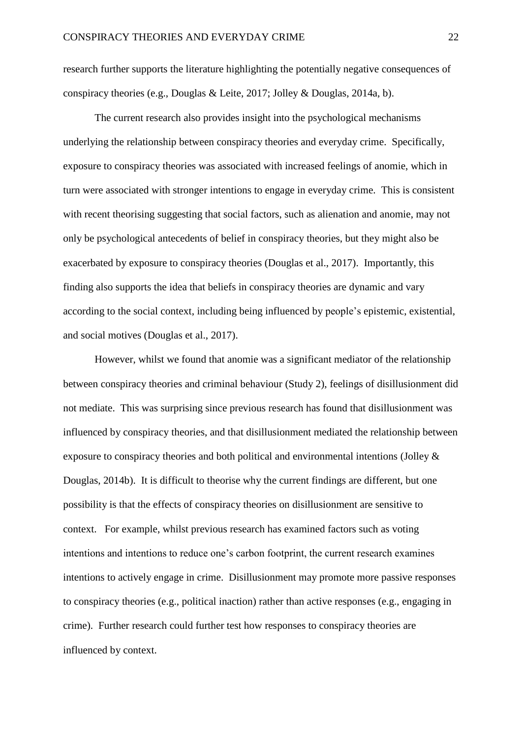research further supports the literature highlighting the potentially negative consequences of conspiracy theories (e.g., Douglas & Leite, 2017; Jolley & Douglas, 2014a, b).

The current research also provides insight into the psychological mechanisms underlying the relationship between conspiracy theories and everyday crime. Specifically, exposure to conspiracy theories was associated with increased feelings of anomie, which in turn were associated with stronger intentions to engage in everyday crime. This is consistent with recent theorising suggesting that social factors, such as alienation and anomie, may not only be psychological antecedents of belief in conspiracy theories, but they might also be exacerbated by exposure to conspiracy theories (Douglas et al., 2017). Importantly, this finding also supports the idea that beliefs in conspiracy theories are dynamic and vary according to the social context, including being influenced by people's epistemic, existential, and social motives (Douglas et al., 2017).

However, whilst we found that anomie was a significant mediator of the relationship between conspiracy theories and criminal behaviour (Study 2), feelings of disillusionment did not mediate. This was surprising since previous research has found that disillusionment was influenced by conspiracy theories, and that disillusionment mediated the relationship between exposure to conspiracy theories and both political and environmental intentions (Jolley & Douglas, 2014b). It is difficult to theorise why the current findings are different, but one possibility is that the effects of conspiracy theories on disillusionment are sensitive to context. For example, whilst previous research has examined factors such as voting intentions and intentions to reduce one's carbon footprint, the current research examines intentions to actively engage in crime. Disillusionment may promote more passive responses to conspiracy theories (e.g., political inaction) rather than active responses (e.g., engaging in crime). Further research could further test how responses to conspiracy theories are influenced by context.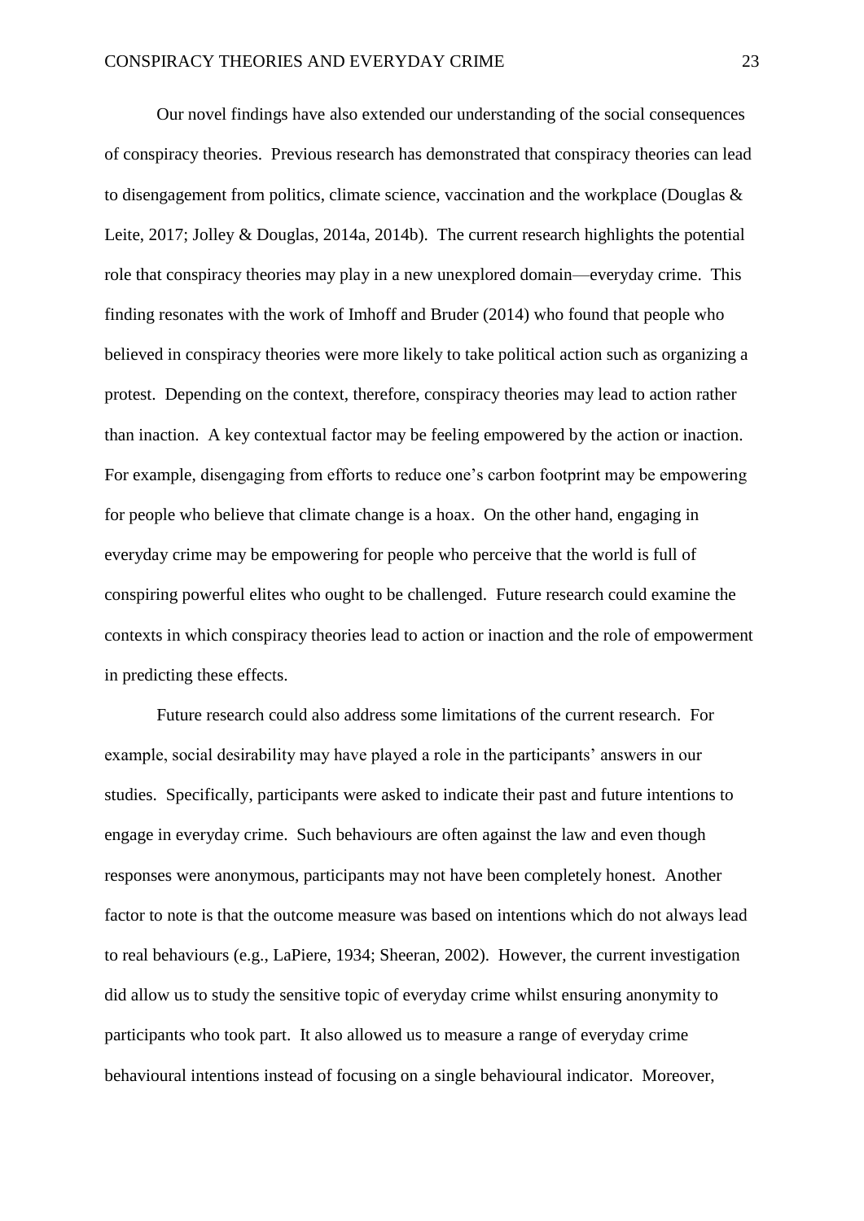Our novel findings have also extended our understanding of the social consequences of conspiracy theories. Previous research has demonstrated that conspiracy theories can lead to disengagement from politics, climate science, vaccination and the workplace (Douglas & Leite, 2017; Jolley & Douglas, 2014a, 2014b). The current research highlights the potential role that conspiracy theories may play in a new unexplored domain—everyday crime. This finding resonates with the work of Imhoff and Bruder (2014) who found that people who believed in conspiracy theories were more likely to take political action such as organizing a protest. Depending on the context, therefore, conspiracy theories may lead to action rather than inaction. A key contextual factor may be feeling empowered by the action or inaction. For example, disengaging from efforts to reduce one's carbon footprint may be empowering for people who believe that climate change is a hoax. On the other hand, engaging in everyday crime may be empowering for people who perceive that the world is full of conspiring powerful elites who ought to be challenged. Future research could examine the contexts in which conspiracy theories lead to action or inaction and the role of empowerment in predicting these effects.

Future research could also address some limitations of the current research. For example, social desirability may have played a role in the participants' answers in our studies. Specifically, participants were asked to indicate their past and future intentions to engage in everyday crime. Such behaviours are often against the law and even though responses were anonymous, participants may not have been completely honest. Another factor to note is that the outcome measure was based on intentions which do not always lead to real behaviours (e.g., LaPiere, 1934; Sheeran, 2002). However, the current investigation did allow us to study the sensitive topic of everyday crime whilst ensuring anonymity to participants who took part. It also allowed us to measure a range of everyday crime behavioural intentions instead of focusing on a single behavioural indicator. Moreover,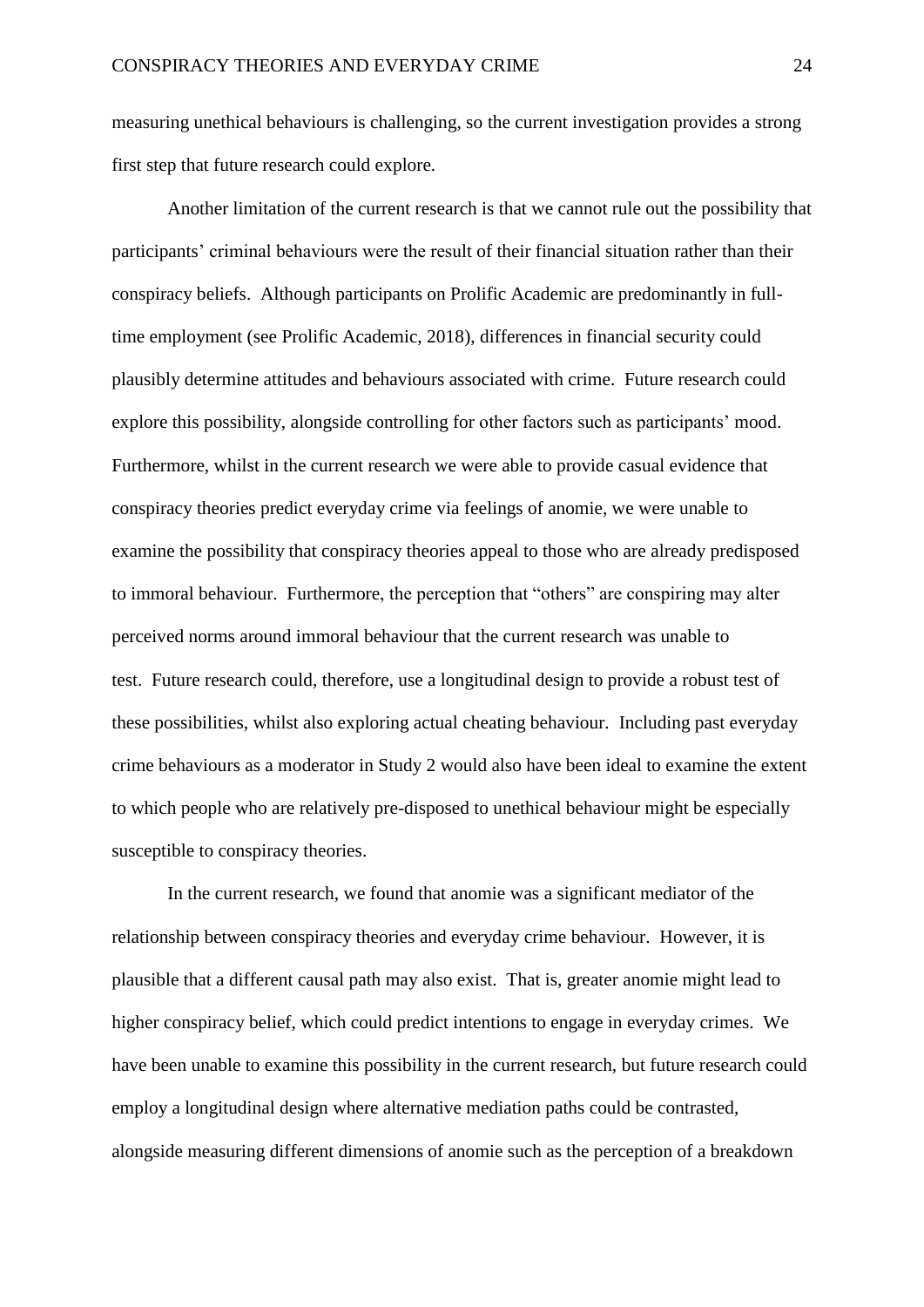measuring unethical behaviours is challenging, so the current investigation provides a strong first step that future research could explore.

Another limitation of the current research is that we cannot rule out the possibility that participants' criminal behaviours were the result of their financial situation rather than their conspiracy beliefs. Although participants on Prolific Academic are predominantly in full-time employment (see Prolific Academic, 2018), differences in financial security could plausibly determine attitudes and behaviours associated with crime. Future research could explore this possibility, alongside controlling for other factors such as participants' mood. Furthermore, whilst in the current research we were able to provide casual evidence that conspiracy theories predict everyday crime via feelings of anomie, we were unable to examine the possibility that conspiracy theories appeal to those who are already predisposed to immoral behaviour. Furthermore, the perception that "others" are conspiring may alter perceived norms around immoral behaviour that the current research was unable to test. Future research could, therefore, use a longitudinal design to provide a robust test of these possibilities, whilst also exploring actual cheating behaviour. Including past everyday crime behaviours as a moderator in Study 2 would also have been ideal to examine the extent to which people who are relatively pre-disposed to unethical behaviour might be especially susceptible to conspiracy theories.

In the current research, we found that anomie was a significant mediator of the relationship between conspiracy theories and everyday crime behaviour. However, it is plausible that a different causal path may also exist. That is, greater anomie might lead to higher conspiracy belief, which could predict intentions to engage in everyday crimes. We have been unable to examine this possibility in the current research, but future research could employ a longitudinal design where alternative mediation paths could be contrasted, alongside measuring different dimensions of anomie such as the perception of a breakdown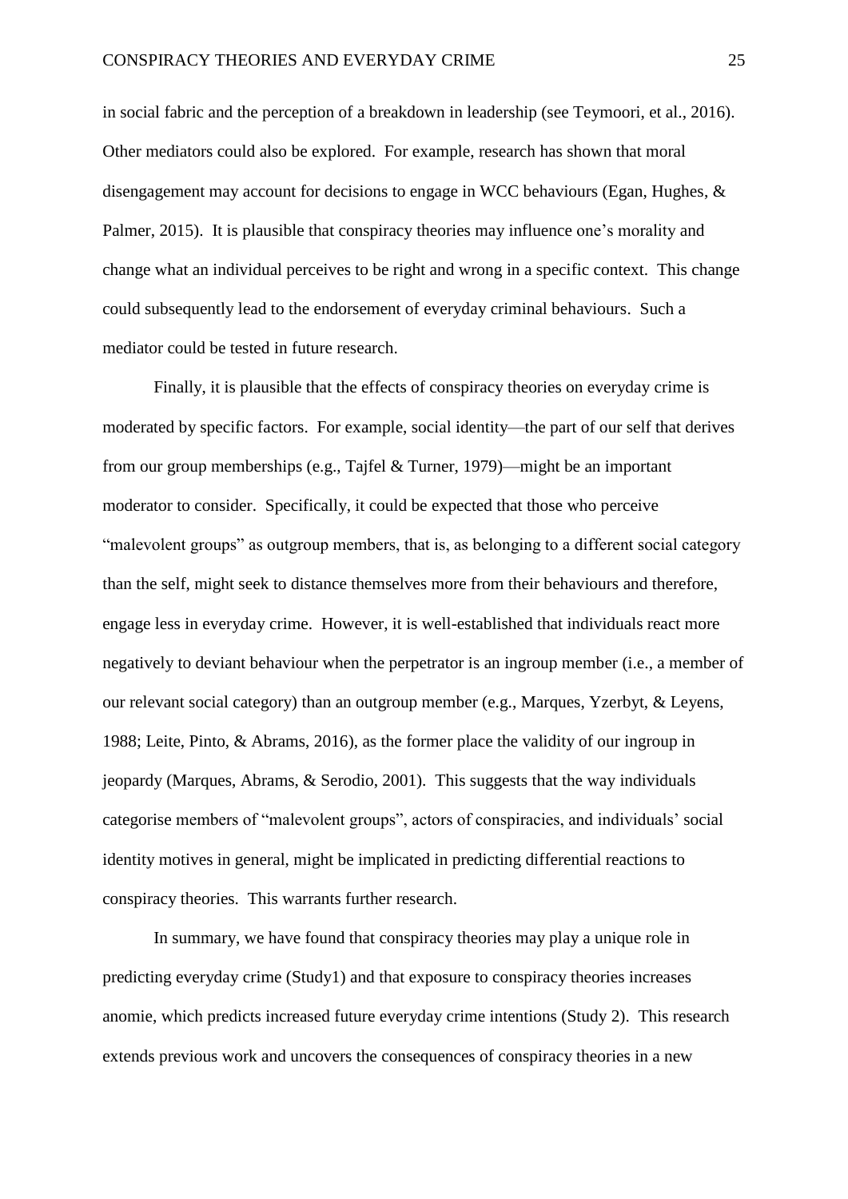in social fabric and the perception of a breakdown in leadership (see Teymoori, et al., 2016). Other mediators could also be explored. For example, research has shown that moral disengagement may account for decisions to engage in WCC behaviours (Egan, Hughes, & Palmer, 2015). It is plausible that conspiracy theories may influence one's morality and change what an individual perceives to be right and wrong in a specific context. This change could subsequently lead to the endorsement of everyday criminal behaviours. Such a mediator could be tested in future research.

Finally, it is plausible that the effects of conspiracy theories on everyday crime is moderated by specific factors. For example, social identity—the part of our self that derives from our group memberships (e.g., Tajfel & Turner, 1979)—might be an important moderator to consider. Specifically, it could be expected that those who perceive "malevolent groups" as outgroup members, that is, as belonging to a different social category than the self, might seek to distance themselves more from their behaviours and therefore, engage less in everyday crime. However, it is well-established that individuals react more negatively to deviant behaviour when the perpetrator is an ingroup member (i.e., a member of our relevant social category) than an outgroup member (e.g., Marques, Yzerbyt, & Leyens, 1988; Leite, Pinto, & Abrams, 2016), as the former place the validity of our ingroup in jeopardy (Marques, Abrams, & Serodio, 2001). This suggests that the way individuals categorise members of "malevolent groups", actors of conspiracies, and individuals' social identity motives in general, might be implicated in predicting differential reactions to conspiracy theories. This warrants further research.

In summary, we have found that conspiracy theories may play a unique role in predicting everyday crime (Study1) and that exposure to conspiracy theories increases anomie, which predicts increased future everyday crime intentions (Study 2). This research extends previous work and uncovers the consequences of conspiracy theories in a new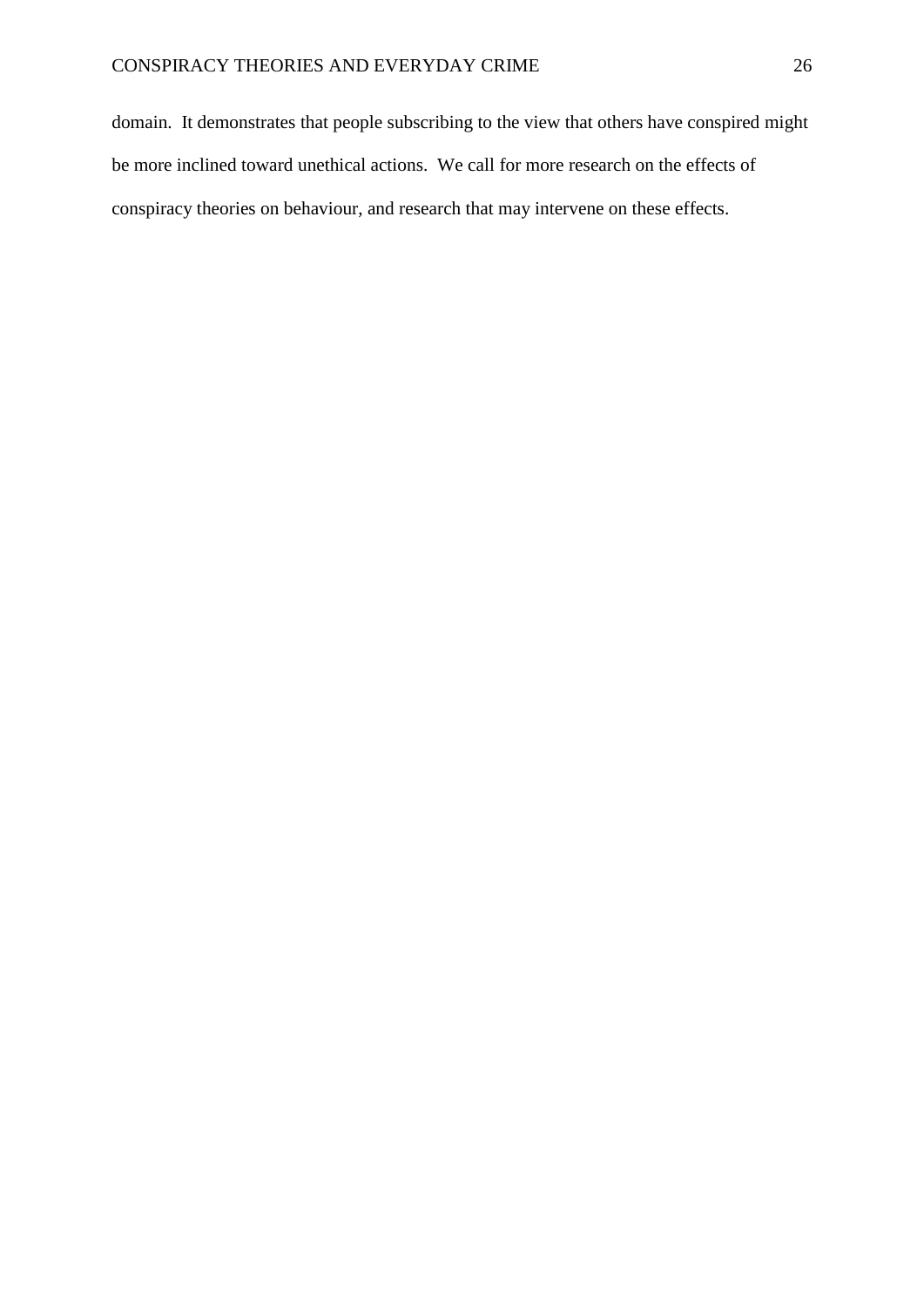domain. It demonstrates that people subscribing to the view that others have conspired might be more inclined toward unethical actions. We call for more research on the effects of conspiracy theories on behaviour, and research that may intervene on these effects.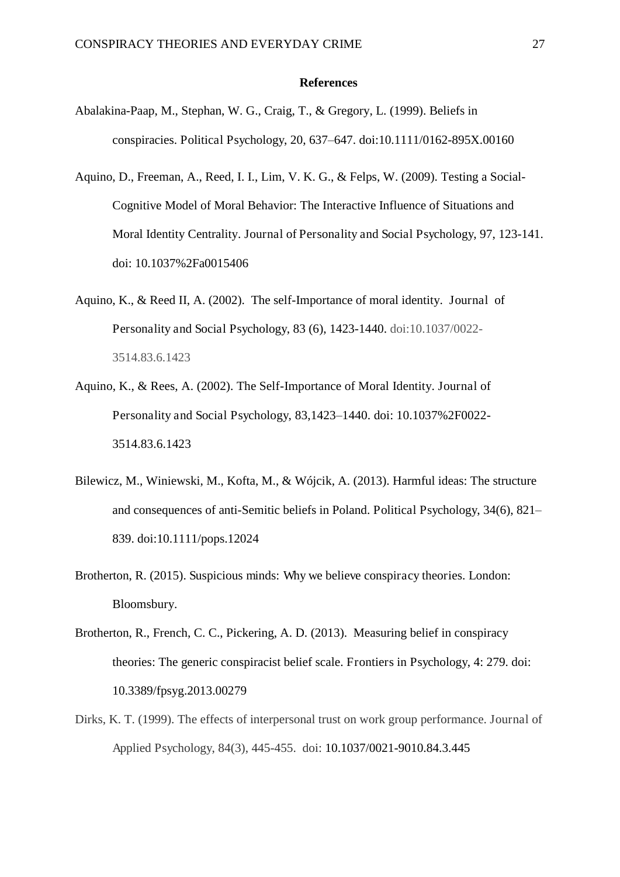## References

Abalakina-Paap, M., Stephan, W. G., Craig, T., & Gregory, L. (1999). Beliefs in conspiracies. Political Psychology, 20, 637–647. doi:10.1111/0162-895X.00160

Aquino, D., Freeman, A., Reed, I. I., Lim, V. K. G., & Felps, W. (2009). Testing a Social-Cognitive Model of Moral Behavior: The Interactive Influence of Situations and Moral Identity Centrality. Journal of Personality and Social Psychology, 97, 123-141. doi: 10.1037%2Fa0015406

Aquino, K., & Reed II, A. (2002). The self-Importance of moral identity. Journal of Personality and Social Psychology, 83 (6), 1423-1440. doi:10.1037/0022-3514.83.6.1423

Aquino, K., & Rees, A. (2002). The Self-Importance of Moral Identity. Journal of Personality and Social Psychology, 83,1423–1440. doi: 10.1037%2F0022-3514.83.6.1423

Bilewicz, M., Winiewski, M., Kofta, M., & Wójcik, A. (2013). Harmful ideas: The structure and consequences of anti-Semitic beliefs in Poland. Political Psychology, 34(6), 821–839. doi:10.1111/pops.12024

Brotherton, R. (2015). Suspicious minds: Why we believe conspiracy theories. London: Bloomsbury.

Brotherton, R., French, C. C., Pickering, A. D. (2013). Measuring belief in conspiracy theories: The generic conspiracist belief scale. Frontiers in Psychology, 4: 279. doi: 10.3389/fpsyg.2013.00279

Dirks, K. T. (1999). The effects of interpersonal trust on work group performance. Journal of Applied Psychology, 84(3), 445-455. doi: 10.1037/0021-9010.84.3.445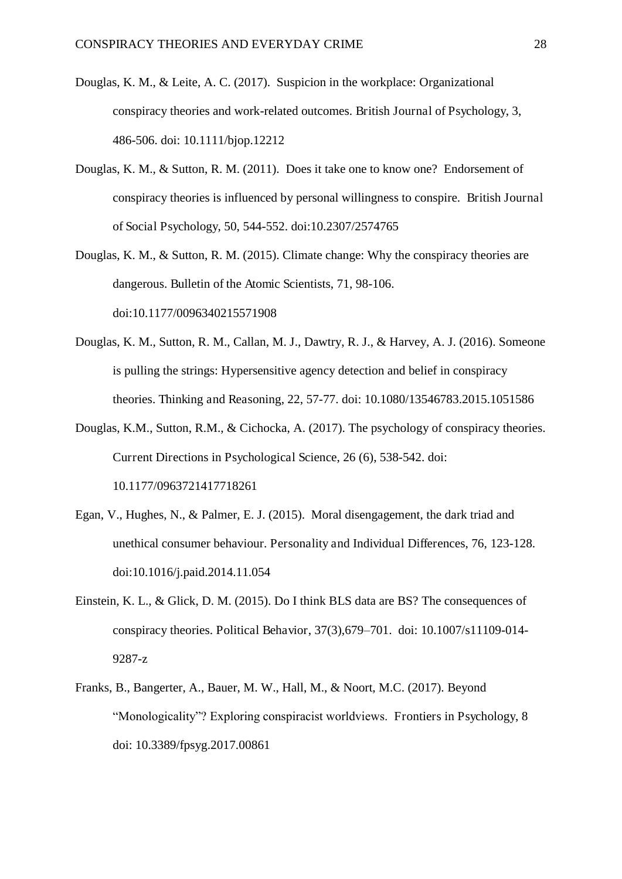Douglas, K. M., & Leite, A. C. (2017). Suspicion in the workplace: Organizational conspiracy theories and work-related outcomes. British Journal of Psychology, 3, 486-506. doi: 10.1111/bjop.12212

Douglas, K. M., & Sutton, R. M. (2011). Does it take one to know one? Endorsement of conspiracy theories is influenced by personal willingness to conspire. British Journal of Social Psychology, 50, 544-552. doi:10.2307/2574765

Douglas, K. M., & Sutton, R. M. (2015). Climate change: Why the conspiracy theories are dangerous. Bulletin of the Atomic Scientists, 71, 98-106. doi:10.1177/0096340215571908

Douglas, K. M., Sutton, R. M., Callan, M. J., Dawtry, R. J., & Harvey, A. J. (2016). Someone is pulling the strings: Hypersensitive agency detection and belief in conspiracy theories. Thinking and Reasoning, 22, 57-77. doi: 10.1080/13546783.2015.1051586

Douglas, K.M., Sutton, R.M., & Cichocka, A. (2017). The psychology of conspiracy theories. Current Directions in Psychological Science, 26 (6), 538-542. doi: 10.1177/0963721417718261

Egan, V., Hughes, N., & Palmer, E. J. (2015). Moral disengagement, the dark triad and unethical consumer behaviour. Personality and Individual Differences, 76, 123-128. doi:10.1016/j.paid.2014.11.054

Einstein, K. L., & Glick, D. M. (2015). Do I think BLS data are BS? The consequences of conspiracy theories. Political Behavior, 37(3),679–701. doi: 10.1007/s11109-014-9287-z

Franks, B., Bangerter, A., Bauer, M. W., Hall, M., & Noort, M.C. (2017). Beyond "Monologicality"? Exploring conspiracist worldviews. Frontiers in Psychology, 8 doi: 10.3389/fpsyg.2017.00861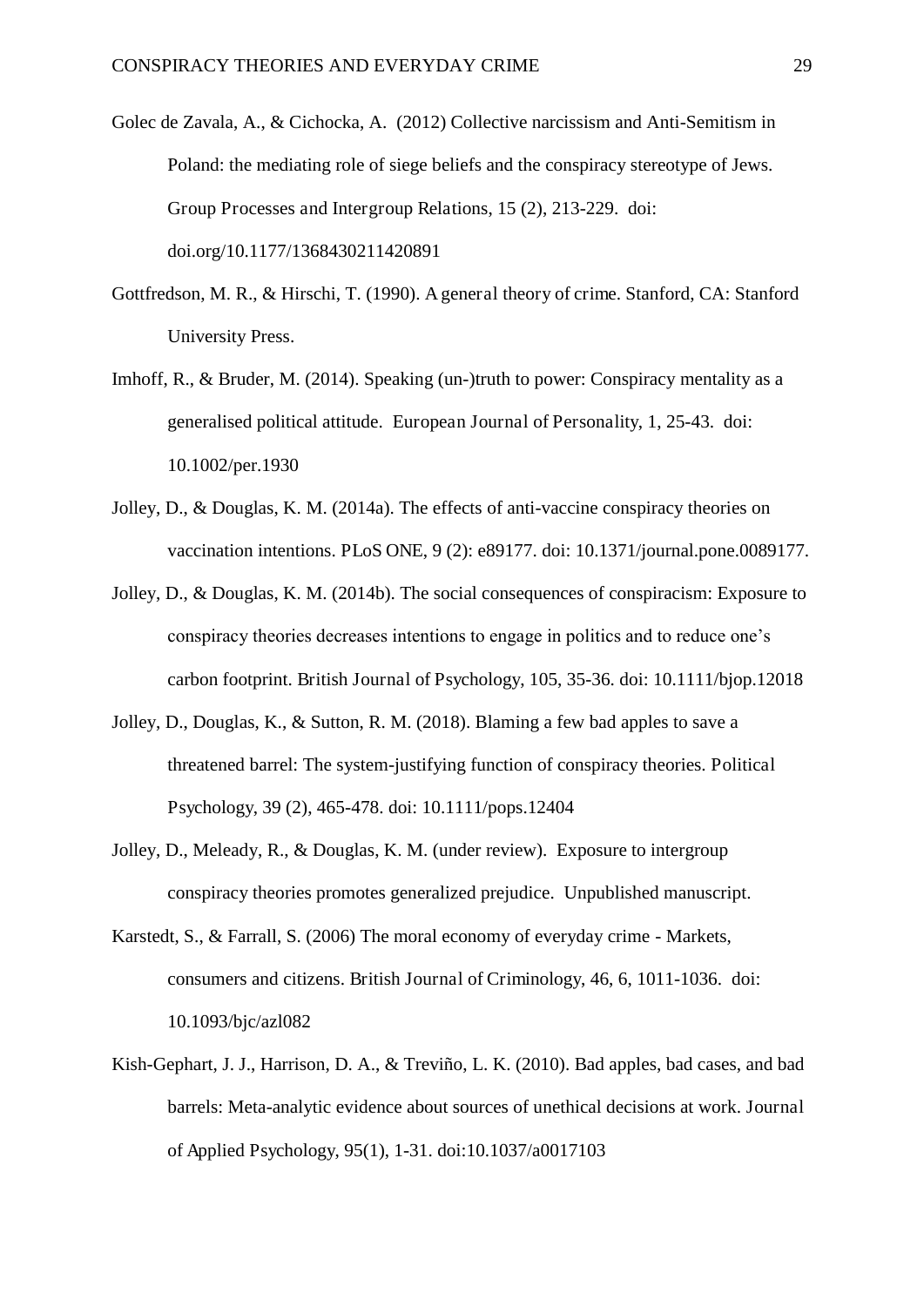Golec de Zavala, A., & Cichocka, A. (2012) Collective narcissism and Anti-Semitism in Poland: the mediating role of siege beliefs and the conspiracy stereotype of Jews. Group Processes and Intergroup Relations, 15 (2), 213-229. doi: doi.org/10.1177/1368430211420891

Gottfredson, M. R., & Hirschi, T. (1990). A general theory of crime. Stanford, CA: Stanford University Press.

Imhoff, R., & Bruder, M. (2014). Speaking (un-)truth to power: Conspiracy mentality as a generalised political attitude. European Journal of Personality, 1, 25-43. doi: 10.1002/per.1930

Jolley, D., & Douglas, K. M. (2014a). The effects of anti-vaccine conspiracy theories on vaccination intentions. PLoS ONE, 9 (2): e89177. doi: 10.1371/journal.pone.0089177.

Jolley, D., & Douglas, K. M. (2014b). The social consequences of conspiracism: Exposure to conspiracy theories decreases intentions to engage in politics and to reduce one's carbon footprint. British Journal of Psychology, 105, 35-36. doi: 10.1111/bjop.12018

Jolley, D., Douglas, K., & Sutton, R. M. (2018). Blaming a few bad apples to save a threatened barrel: The system-justifying function of conspiracy theories. Political Psychology, 39 (2), 465-478. doi: 10.1111/pops.12404

Jolley, D., Meleady, R., & Douglas, K. M. (under review). Exposure to intergroup conspiracy theories promotes generalized prejudice. Unpublished manuscript.

Karstedt, S., & Farrall, S. (2006) The moral economy of everyday crime - Markets, consumers and citizens. British Journal of Criminology, 46, 6, 1011-1036. doi: 10.1093/bjc/azl082

Kish-Gephart, J. J., Harrison, D. A., & Treviño, L. K. (2010). Bad apples, bad cases, and bad barrels: Meta-analytic evidence about sources of unethical decisions at work. Journal of Applied Psychology, 95(1), 1-31. doi:10.1037/a0017103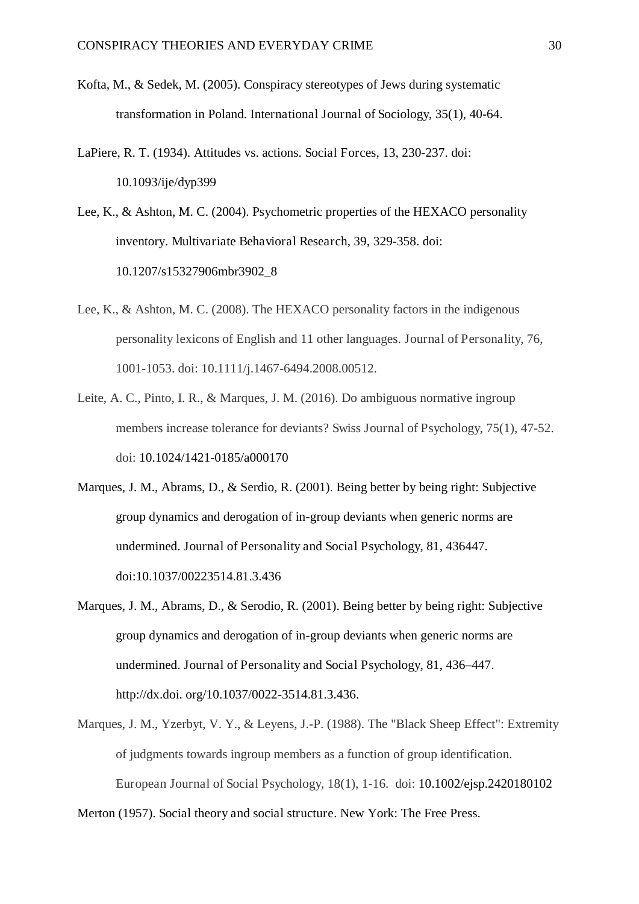Kofta, M., & Sedek, M. (2005). Conspiracy stereotypes of Jews during systematic transformation in Poland. International Journal of Sociology, 35(1), 40-64.

LaPiere, R. T. (1934). Attitudes vs. actions. Social Forces, 13, 230-237. doi: 10.1093/ije/dyp399

Lee, K., & Ashton, M. C. (2004). Psychometric properties of the HEXACO personality inventory. Multivariate Behavioral Research, 39, 329-358. doi: 10.1207/s15327906mbr3902_8

Lee, K., & Ashton, M. C. (2008). The HEXACO personality factors in the indigenous personality lexicons of English and 11 other languages. Journal of Personality, 76, 1001-1053. doi: 10.1111/j.1467-6494.2008.00512.

Leite, A. C., Pinto, I. R., & Marques, J. M. (2016). Do ambiguous normative ingroup members increase tolerance for deviants? Swiss Journal of Psychology, 75(1), 47-52. doi: 10.1024/1421-0185/a000170

Marques, J. M., Abrams, D., & Serdio, R. (2001). Being better by being right: Subjective group dynamics and derogation of in-group deviants when generic norms are undermined. Journal of Personality and Social Psychology, 81, 436447. doi:10.1037/00223514.81.3.436

Marques, J. M., Abrams, D., & Serodio, R. (2001). Being better by being right: Subjective group dynamics and derogation of in-group deviants when generic norms are undermined. Journal of Personality and Social Psychology, 81, 436–447. http://dx.doi. org/10.1037/0022-3514.81.3.436.

Marques, J. M., Yzerbyt, V. Y., & Leyens, J.-P. (1988). The "Black Sheep Effect": Extremity of judgments towards ingroup members as a function of group identification. European Journal of Social Psychology, 18(1), 1-16. doi: 10.1002/ejsp.2420180102

Merton (1957). Social theory and social structure. New York: The Free Press.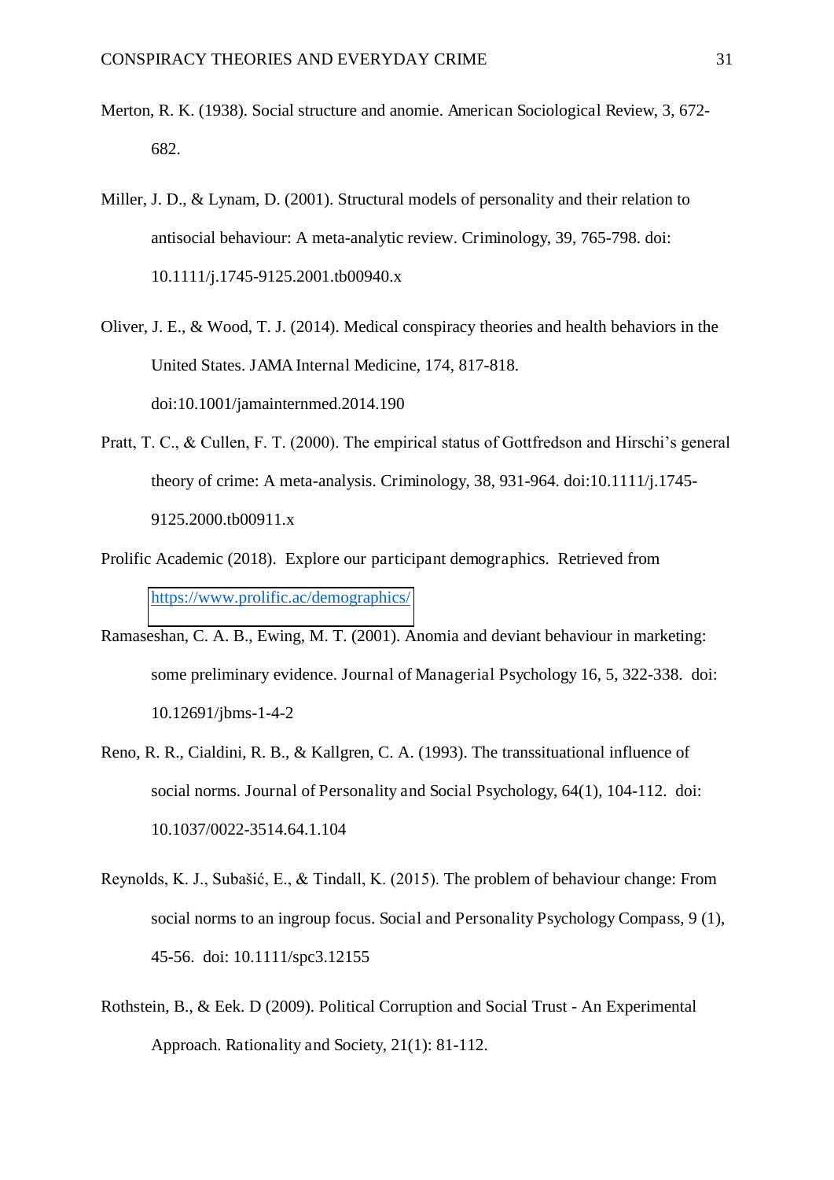Merton, R. K. (1938). Social structure and anomie. American Sociological Review, 3, 672-682.

Miller, J. D., & Lynam, D. (2001). Structural models of personality and their relation to antisocial behaviour: A meta-analytic review. Criminology, 39, 765-798. doi: 10.1111/j.1745-9125.2001.tb00940.x

Oliver, J. E., & Wood, T. J. (2014). Medical conspiracy theories and health behaviors in the United States. JAMA Internal Medicine, 174, 817-818. doi:10.1001/jamainternmed.2014.190

Pratt, T. C., & Cullen, F. T. (2000). The empirical status of Gottfredson and Hirschi's general theory of crime: A meta-analysis. Criminology, 38, 931-964. doi:10.1111/j.1745-9125.2000.tb00911.x

Prolific Academic (2018). Explore our participant demographics. Retrieved from https://www.prolific.ac/demographics/

Ramaseshan, C. A. B., Ewing, M. T. (2001). Anomia and deviant behaviour in marketing: some preliminary evidence. Journal of Managerial Psychology 16, 5, 322-338. doi: 10.12691/jbms-1-4-2

Reno, R. R., Cialdini, R. B., & Kallgren, C. A. (1993). The transsituational influence of social norms. Journal of Personality and Social Psychology, 64(1), 104-112. doi: 10.1037/0022-3514.64.1.104

Reynolds, K. J., Subašić, E., & Tindall, K. (2015). The problem of behaviour change: From social norms to an ingroup focus. Social and Personality Psychology Compass, 9 (1), 45-56. doi: 10.1111/spc3.12155

Rothstein, B., & Eek. D (2009). Political Corruption and Social Trust - An Experimental Approach. Rationality and Society, 21(1): 81-112.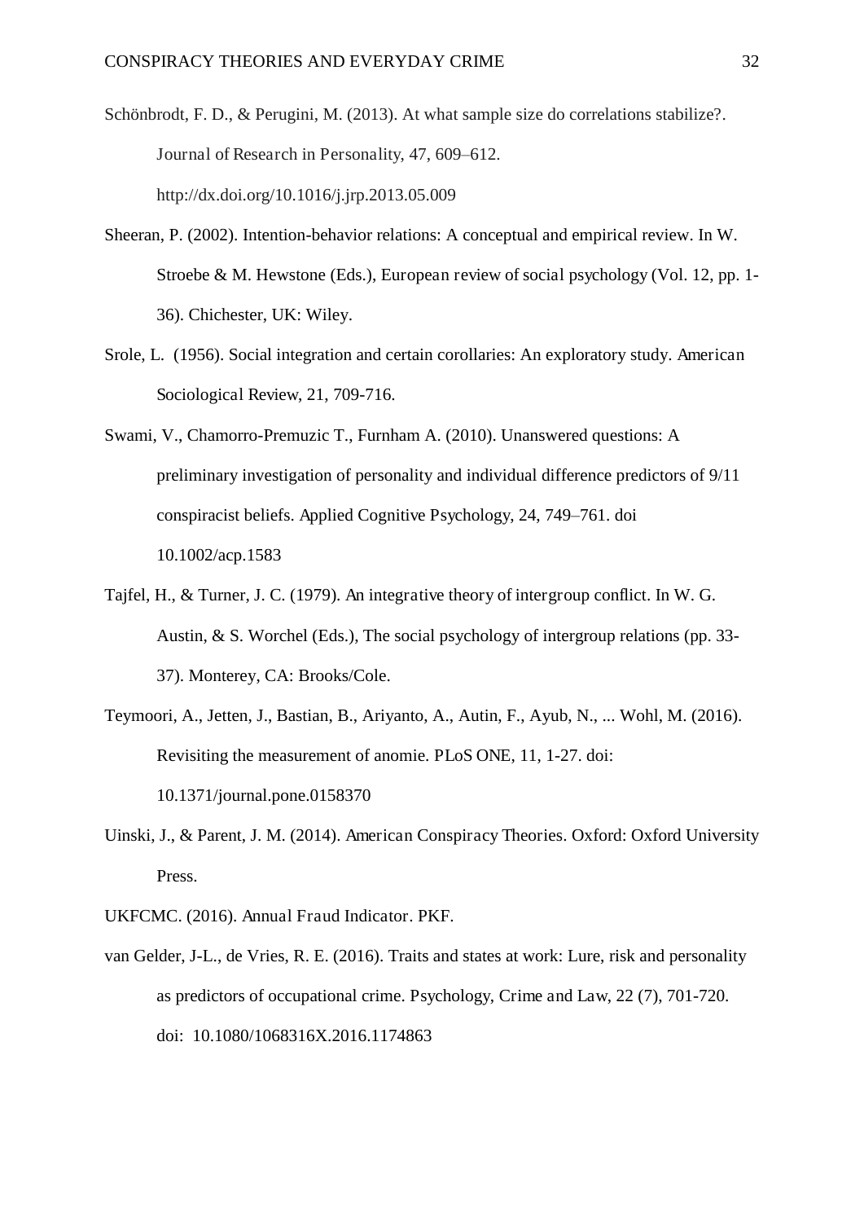Schönbrodt, F. D., & Perugini, M. (2013). At what sample size do correlations stabilize?. Journal of Research in Personality, 47, 609–612. http://dx.doi.org/10.1016/j.jrp.2013.05.009

Sheeran, P. (2002). Intention-behavior relations: A conceptual and empirical review. In W. Stroebe & M. Hewstone (Eds.), European review of social psychology (Vol. 12, pp. 1-36). Chichester, UK: Wiley.

Srole, L. (1956). Social integration and certain corollaries: An exploratory study. American Sociological Review, 21, 709-716.

Swami, V., Chamorro-Premuzic T., Furnham A. (2010). Unanswered questions: A preliminary investigation of personality and individual difference predictors of 9/11 conspiracist beliefs. Applied Cognitive Psychology, 24, 749–761. doi 10.1002/acp.1583

Tajfel, H., & Turner, J. C. (1979). An integrative theory of intergroup conflict. In W. G. Austin, & S. Worchel (Eds.), The social psychology of intergroup relations (pp. 33-37). Monterey, CA: Brooks/Cole.

Teymoori, A., Jetten, J., Bastian, B., Ariyanto, A., Autin, F., Ayub, N., ... Wohl, M. (2016). Revisiting the measurement of anomie. PLoS ONE, 11, 1-27. doi: 10.1371/journal.pone.0158370

Uinski, J., & Parent, J. M. (2014). American Conspiracy Theories. Oxford: Oxford University Press.

UKFCMC. (2016). Annual Fraud Indicator. PKF.

van Gelder, J-L., de Vries, R. E. (2016). Traits and states at work: Lure, risk and personality as predictors of occupational crime. Psychology, Crime and Law, 22 (7), 701-720. doi: 10.1080/1068316X.2016.1174863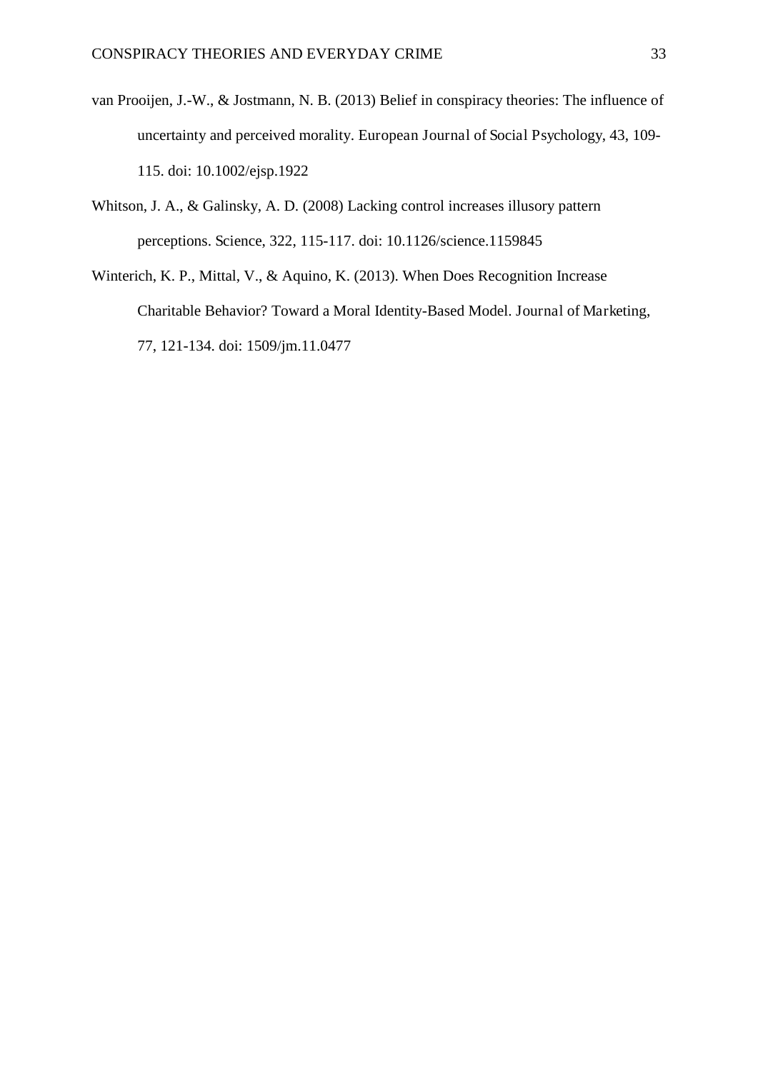van Prooijen, J.-W., & Jostmann, N. B. (2013) Belief in conspiracy theories: The influence of uncertainty and perceived morality. European Journal of Social Psychology, 43, 109-115. doi: 10.1002/ejsp.1922

Whitson, J. A., & Galinsky, A. D. (2008) Lacking control increases illusory pattern perceptions. Science, 322, 115-117. doi: 10.1126/science.1159845

Winterich, K. P., Mittal, V., & Aquino, K. (2013). When Does Recognition Increase Charitable Behavior? Toward a Moral Identity-Based Model. Journal of Marketing, 77, 121-134. doi: 1509/jm.11.0477